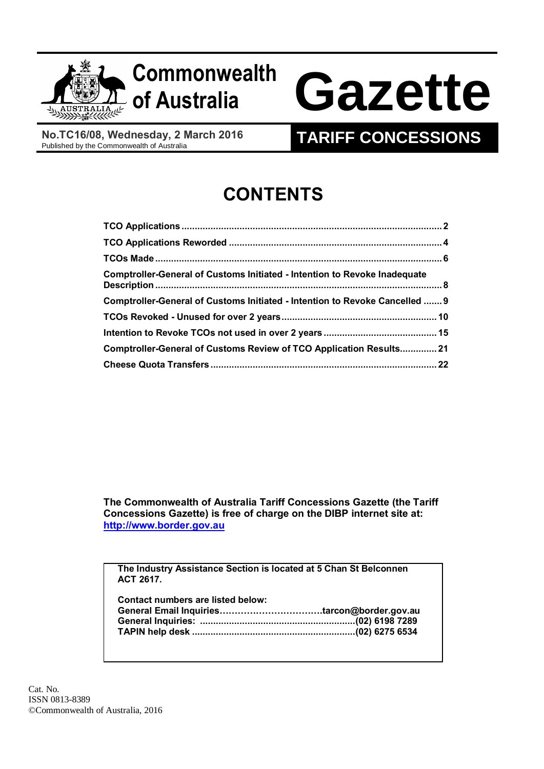# Commonwealth of Australia Gazette

**No.TC16/08, Wednesday, 2 March 2016**
Published by the Commonwealth of Australia

## TARIFF CONCESSIONS

# CONTENTS

| | |
|---|---|
| **TCO Applications** | **2** |
| **TCO Applications Reworded** | **4** |
| **TCOs Made** | **6** |
| **Comptroller-General of Customs Initiated - Intention to Revoke Inadequate Description** | **8** |
| **Comptroller-General of Customs Initiated - Intention to Revoke Cancelled** | **9** |
| **TCOs Revoked - Unused for over 2 years** | **10** |
| **Intention to Revoke TCOs not used in over 2 years** | **15** |
| **Comptroller-General of Customs Review of TCO Application Results** | **21** |
| **Cheese Quota Transfers** | **22** |

**The Commonwealth of Australia Tariff Concessions Gazette (the Tariff Concessions Gazette) is free of charge on the DIBP internet site at: [http://www.border.gov.au](http://www.border.gov.au)**

**The Industry Assistance Section is located at 5 Chan St Belconnen ACT 2617.**

**Contact numbers are listed below:**
**General Email Inquiries……………………………tarcon@border.gov.au**
**General Inquiries: ..........................................................(02) 6198 7289**
**TAPIN help desk .............................................................(02) 6275 6534**

Cat. No.
ISSN 0813-8389
©Commonwealth of Australia, 2016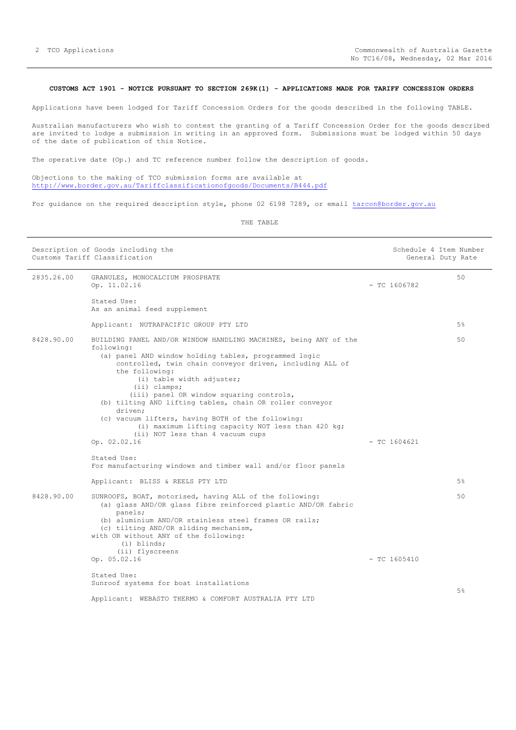**CUSTOMS ACT 1901 - NOTICE PURSUANT TO SECTION 269K(1) - APPLICATIONS MADE FOR TARIFF CONCESSION ORDERS**

Applications have been lodged for Tariff Concession Orders for the goods described in the following TABLE.

Australian manufacturers who wish to contest the granting of a Tariff Concession Order for the goods described are invited to lodge a submission in writing in an approved form. Submissions must be lodged within 50 days of the date of publication of this Notice.

The operative date (Op.) and TC reference number follow the description of goods.

Objections to the making of TCO submission forms are available at http://www.border.gov.au/Tariffclassificationofgoods/Documents/B444.pdf

For guidance on the required description style, phone 02 6198 7289, or email tarcon@border.gov.au

THE TABLE

| Description of Goods including the Customs Tariff Classification | | | Schedule 4 Item Number General Duty Rate |
|---|---|---|---|
| 2835.26.00 | GRANULES, MONOCALCIUM PHOSPHATE<br>Op. 11.02.16<br><br>Stated Use:<br>As an animal feed supplement<br><br>Applicant: NUTRAPACIFIC GROUP PTY LTD | - TC 1606782 | 50<br><br>5% |
| 8428.90.00 | BUILDING PANEL AND/OR WINDOW HANDLING MACHINES, being ANY of the following:<br>(a) panel AND window holding tables, programmed logic controlled, twin chain conveyor driven, including ALL of the following:<br>(i) table width adjuster;<br>(ii) clamps;<br>(iii) panel OR window squaring controls,<br>(b) tilting AND lifting tables, chain OR roller conveyor driven;<br>(c) vacuum lifters, having BOTH of the following:<br>(i) maximum lifting capacity NOT less than 420 kg;<br>(ii) NOT less than 4 vacuum cups<br>Op. 02.02.16<br><br>Stated Use:<br>For manufacturing windows and timber wall and/or floor panels<br><br>Applicant: BLISS & REELS PTY LTD | - TC 1604621 | 50<br><br>5% |
| 8428.90.00 | SUNROOFS, BOAT, motorised, having ALL of the following:<br>(a) glass AND/OR glass fibre reinforced plastic AND/OR fabric panels;<br>(b) aluminium AND/OR stainless steel frames OR rails;<br>(c) tilting AND/OR sliding mechanism,<br>with OR without ANY of the following:<br>(i) blinds;<br>(ii) flyscreens<br>Op. 05.02.16<br><br>Stated Use:<br>Sunroof systems for boat installations<br><br>Applicant: WEBASTO THERMO & COMFORT AUSTRALIA PTY LTD | - TC 1605410 | 50<br><br>5% |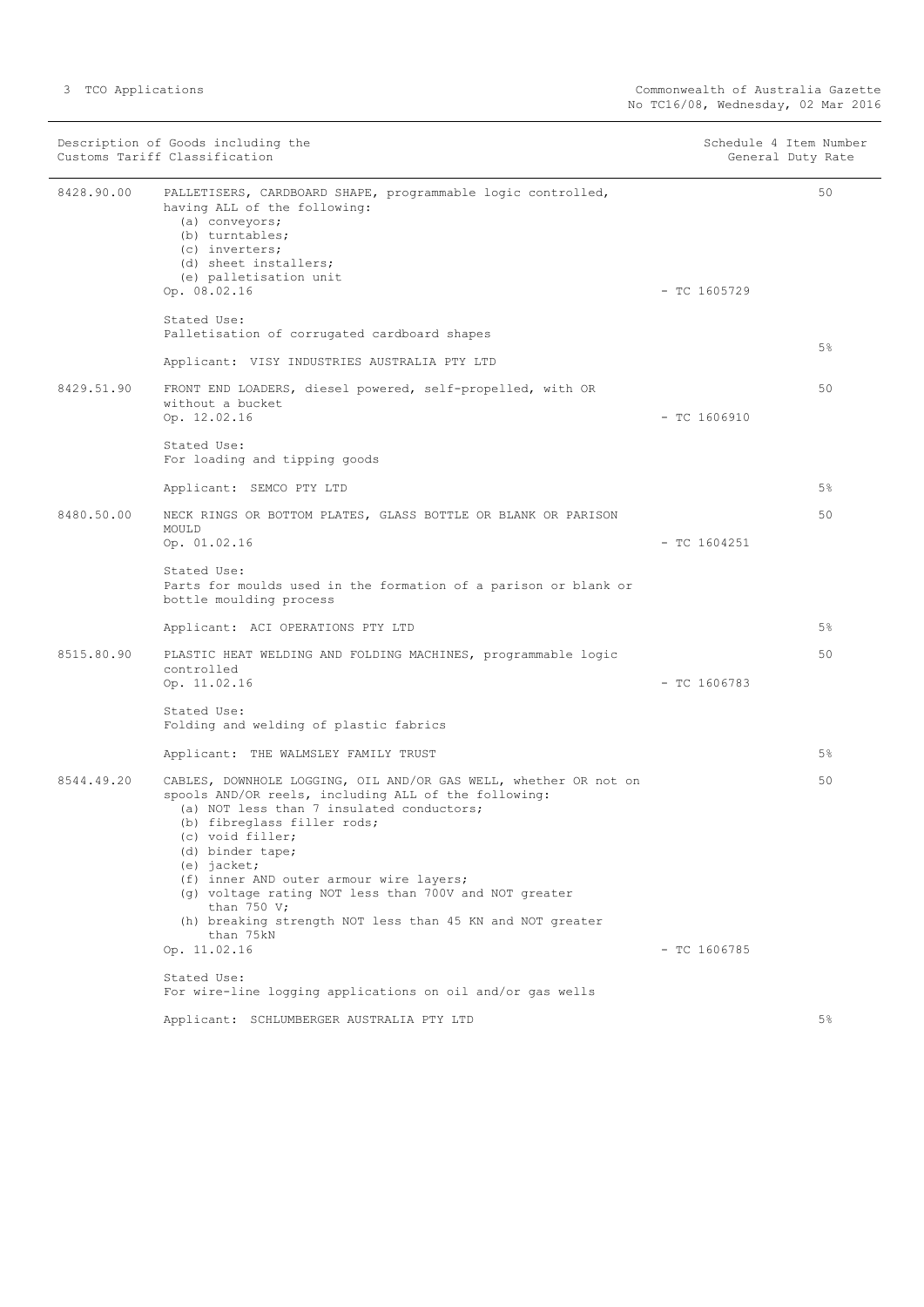| Description of Goods including the Customs Tariff Classification | | Schedule 4 Item Number | General Duty Rate |
|---|---|---|---|
| 8428.90.00 | PALLETISERS, CARDBOARD SHAPE, programmable logic controlled, having ALL of the following:<br>(a) conveyors;<br>(b) turntables;<br>(c) inverters;<br>(d) sheet installers;<br>(e) palletisation unit<br>Op. 08.02.16<br><br>Stated Use:<br>Palletisation of corrugated cardboard shapes<br><br>Applicant: VISY INDUSTRIES AUSTRALIA PTY LTD | - TC 1605729 | 50<br><br>5% |
| 8429.51.90 | FRONT END LOADERS, diesel powered, self-propelled, with OR without a bucket<br>Op. 12.02.16<br><br>Stated Use:<br>For loading and tipping goods<br><br>Applicant: SEMCO PTY LTD | - TC 1606910 | 50<br><br>5% |
| 8480.50.00 | NECK RINGS OR BOTTOM PLATES, GLASS BOTTLE OR BLANK OR PARISON MOULD<br>Op. 01.02.16<br><br>Stated Use:<br>Parts for moulds used in the formation of a parison or blank or bottle moulding process<br><br>Applicant: ACI OPERATIONS PTY LTD | - TC 1604251 | 50<br><br>5% |
| 8515.80.90 | PLASTIC HEAT WELDING AND FOLDING MACHINES, programmable logic controlled<br>Op. 11.02.16<br><br>Stated Use:<br>Folding and welding of plastic fabrics<br><br>Applicant: THE WALMSLEY FAMILY TRUST | - TC 1606783 | 50<br><br>5% |
| 8544.49.20 | CABLES, DOWNHOLE LOGGING, OIL AND/OR GAS WELL, whether OR not on spools AND/OR reels, including ALL of the following:<br>(a) NOT less than 7 insulated conductors;<br>(b) fibreglass filler rods;<br>(c) void filler;<br>(d) binder tape;<br>(e) jacket;<br>(f) inner AND outer armour wire layers;<br>(g) voltage rating NOT less than 700V and NOT greater than 750 V;<br>(h) breaking strength NOT less than 45 KN and NOT greater than 75kN<br>Op. 11.02.16<br><br>Stated Use:<br>For wire-line logging applications on oil and/or gas wells<br><br>Applicant: SCHLUMBERGER AUSTRALIA PTY LTD | - TC 1606785 | 50<br><br>5% |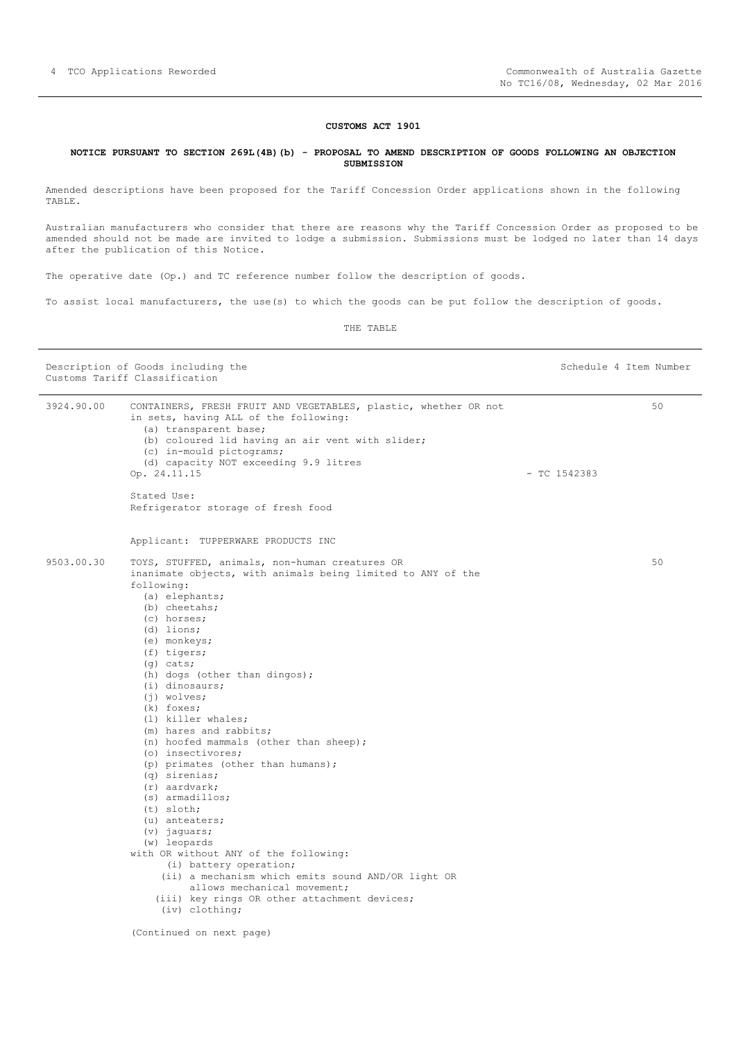**CUSTOMS ACT 1901**

**NOTICE PURSUANT TO SECTION 269L(4B)(b) - PROPOSAL TO AMEND DESCRIPTION OF GOODS FOLLOWING AN OBJECTION SUBMISSION**

Amended descriptions have been proposed for the Tariff Concession Order applications shown in the following TABLE.

Australian manufacturers who consider that there are reasons why the Tariff Concession Order as proposed to be amended should not be made are invited to lodge a submission. Submissions must be lodged no later than 14 days after the publication of this Notice.

The operative date (Op.) and TC reference number follow the description of goods.

To assist local manufacturers, the use(s) to which the goods can be put follow the description of goods.

THE TABLE

| Description of Goods including the Customs Tariff Classification | | | Schedule 4 Item Number |
|---|---|---|---|
| 3924.90.00 | CONTAINERS, FRESH FRUIT AND VEGETABLES, plastic, whether OR not in sets, having ALL of the following:<br>(a) transparent base;<br>(b) coloured lid having an air vent with slider;<br>(c) in-mould pictograms;<br>(d) capacity NOT exceeding 9.9 litres<br>Op. 24.11.15<br><br>Stated Use:<br>Refrigerator storage of fresh food<br><br>Applicant: TUPPERWARE PRODUCTS INC | - TC 1542383 | 50 |
| 9503.00.30 | TOYS, STUFFED, animals, non-human creatures OR inanimate objects, with animals being limited to ANY of the following:<br>(a) elephants;<br>(b) cheetahs;<br>(c) horses;<br>(d) lions;<br>(e) monkeys;<br>(f) tigers;<br>(g) cats;<br>(h) dogs (other than dingos);<br>(i) dinosaurs;<br>(j) wolves;<br>(k) foxes;<br>(l) killer whales;<br>(m) hares and rabbits;<br>(n) hoofed mammals (other than sheep);<br>(o) insectivores;<br>(p) primates (other than humans);<br>(q) sirenias;<br>(r) aardvark;<br>(s) armadillos;<br>(t) sloth;<br>(u) anteaters;<br>(v) jaguars;<br>(w) leopards<br>with OR without ANY of the following:<br>(i) battery operation;<br>(ii) a mechanism which emits sound AND/OR light OR allows mechanical movement;<br>(iii) key rings OR other attachment devices;<br>(iv) clothing;<br><br>(Continued on next page) | | 50 |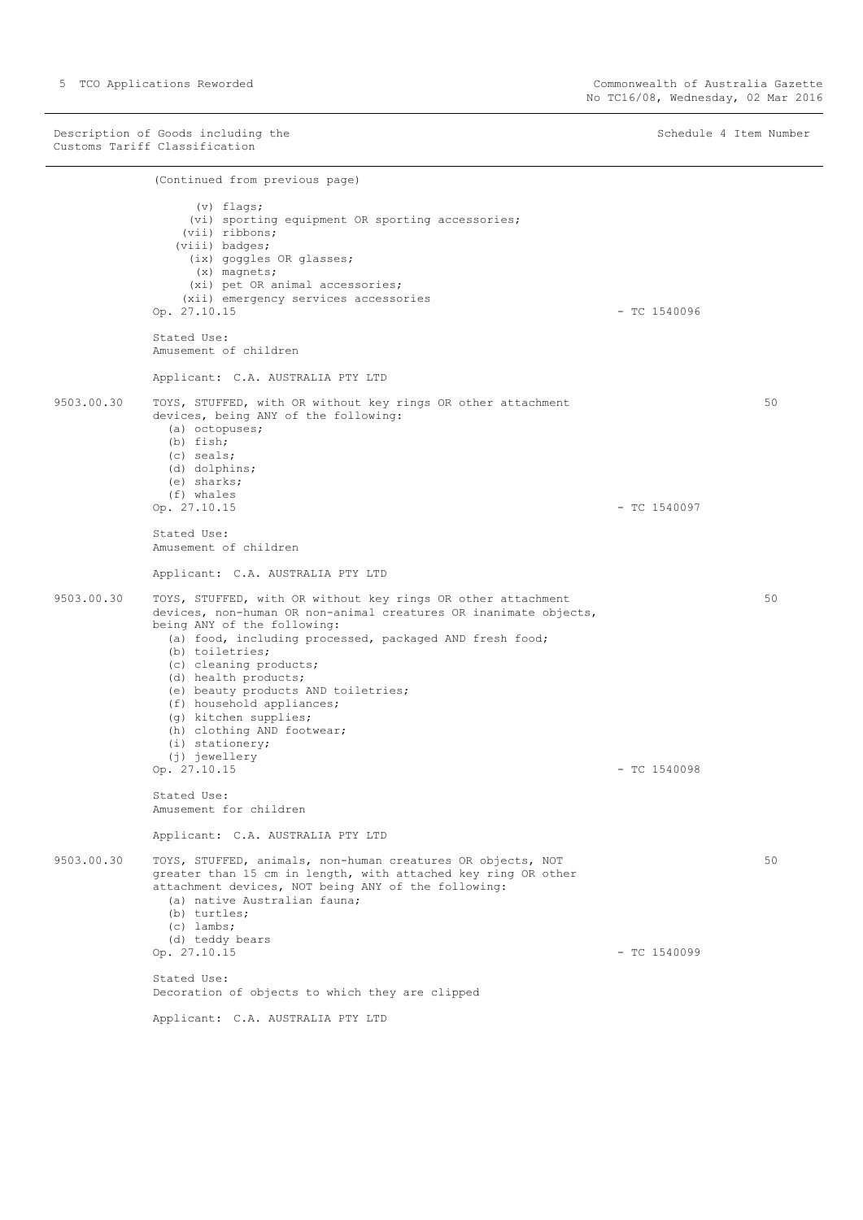| Description of Goods including the Customs Tariff Classification | | | Schedule 4 Item Number |
|---|---|---|---|
| | (Continued from previous page)<br><br>(v) flags;<br>(vi) sporting equipment OR sporting accessories;<br>(vii) ribbons;<br>(viii) badges;<br>(ix) goggles OR glasses;<br>(x) magnets;<br>(xi) pet OR animal accessories;<br>(xii) emergency services accessories<br>Op. 27.10.15 | - TC 1540096 | |
| | Stated Use:<br>Amusement of children<br><br>Applicant: C.A. AUSTRALIA PTY LTD | | |
| 9503.00.30 | TOYS, STUFFED, with OR without key rings OR other attachment devices, being ANY of the following:<br>(a) octopuses;<br>(b) fish;<br>(c) seals;<br>(d) dolphins;<br>(e) sharks;<br>(f) whales<br>Op. 27.10.15 | - TC 1540097 | 50 |
| | Stated Use:<br>Amusement of children<br><br>Applicant: C.A. AUSTRALIA PTY LTD | | |
| 9503.00.30 | TOYS, STUFFED, with OR without key rings OR other attachment devices, non-human OR non-animal creatures OR inanimate objects, being ANY of the following:<br>(a) food, including processed, packaged AND fresh food;<br>(b) toiletries;<br>(c) cleaning products;<br>(d) health products;<br>(e) beauty products AND toiletries;<br>(f) household appliances;<br>(g) kitchen supplies;<br>(h) clothing AND footwear;<br>(i) stationery;<br>(j) jewellery<br>Op. 27.10.15 | - TC 1540098 | 50 |
| | Stated Use:<br>Amusement for children<br><br>Applicant: C.A. AUSTRALIA PTY LTD | | |
| 9503.00.30 | TOYS, STUFFED, animals, non-human creatures OR objects, NOT greater than 15 cm in length, with attached key ring OR other attachment devices, NOT being ANY of the following:<br>(a) native Australian fauna;<br>(b) turtles;<br>(c) lambs;<br>(d) teddy bears<br>Op. 27.10.15 | - TC 1540099 | 50 |
| | Stated Use:<br>Decoration of objects to which they are clipped<br><br>Applicant: C.A. AUSTRALIA PTY LTD | | |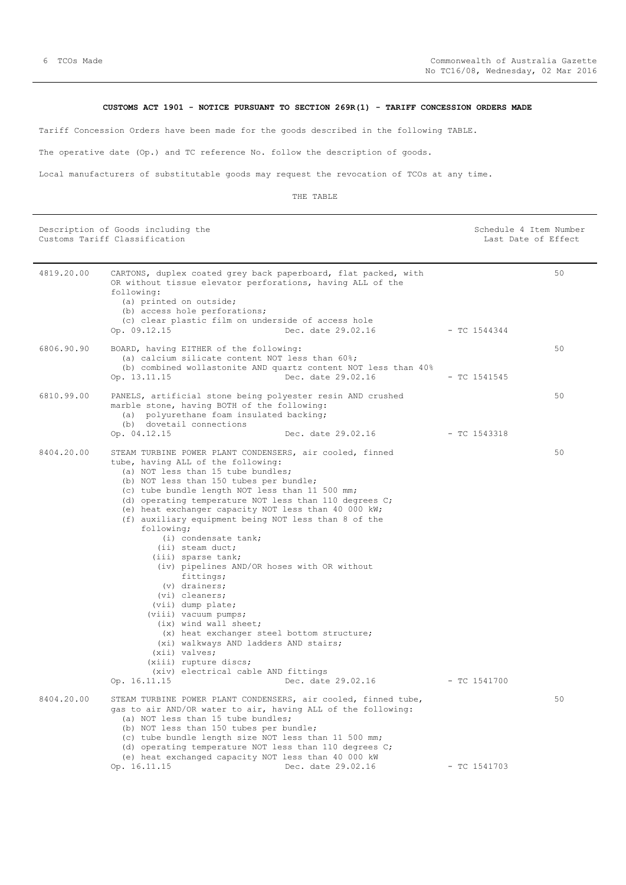**CUSTOMS ACT 1901 - NOTICE PURSUANT TO SECTION 269R(1) - TARIFF CONCESSION ORDERS MADE**

Tariff Concession Orders have been made for the goods described in the following TABLE.

The operative date (Op.) and TC reference No. follow the description of goods.

Local manufacturers of substitutable goods may request the revocation of TCOs at any time.

THE TABLE

| Description of Goods including the Customs Tariff Classification | | Schedule 4 Item Number Last Date of Effect |
|---|---|---|
| 4819.20.00 | CARTONS, duplex coated grey back paperboard, flat packed, with OR without tissue elevator perforations, having ALL of the following:<br>(a) printed on outside;<br>(b) access hole perforations;<br>(c) clear plastic film on underside of access hole<br>Op. 09.12.15 Dec. date 29.02.16 - TC 1544344 | 50 |
| 6806.90.90 | BOARD, having EITHER of the following:<br>(a) calcium silicate content NOT less than 60%;<br>(b) combined wollastonite AND quartz content NOT less than 40%<br>Op. 13.11.15 Dec. date 29.02.16 - TC 1541545 | 50 |
| 6810.99.00 | PANELS, artificial stone being polyester resin AND crushed marble stone, having BOTH of the following:<br>(a) polyurethane foam insulated backing;<br>(b) dovetail connections<br>Op. 04.12.15 Dec. date 29.02.16 - TC 1543318 | 50 |
| 8404.20.00 | STEAM TURBINE POWER PLANT CONDENSERS, air cooled, finned tube, having ALL of the following:<br>(a) NOT less than 15 tube bundles;<br>(b) NOT less than 150 tubes per bundle;<br>(c) tube bundle length NOT less than 11 500 mm;<br>(d) operating temperature NOT less than 110 degrees C;<br>(e) heat exchanger capacity NOT less than 40 000 kW;<br>(f) auxiliary equipment being NOT less than 8 of the following;<br>(i) condensate tank;<br>(ii) steam duct;<br>(iii) sparse tank;<br>(iv) pipelines AND/OR hoses with OR without fittings;<br>(v) drainers;<br>(vi) cleaners;<br>(vii) dump plate;<br>(viii) vacuum pumps;<br>(ix) wind wall sheet;<br>(x) heat exchanger steel bottom structure;<br>(xi) walkways AND ladders AND stairs;<br>(xii) valves;<br>(xiii) rupture discs;<br>(xiv) electrical cable AND fittings<br>Op. 16.11.15 Dec. date 29.02.16 - TC 1541700 | 50 |
| 8404.20.00 | STEAM TURBINE POWER PLANT CONDENSERS, air cooled, finned tube, gas to air AND/OR water to air, having ALL of the following:<br>(a) NOT less than 15 tube bundles;<br>(b) NOT less than 150 tubes per bundle;<br>(c) tube bundle length size NOT less than 11 500 mm;<br>(d) operating temperature NOT less than 110 degrees C;<br>(e) heat exchanged capacity NOT less than 40 000 kW<br>Op. 16.11.15 Dec. date 29.02.16 - TC 1541703 | 50 |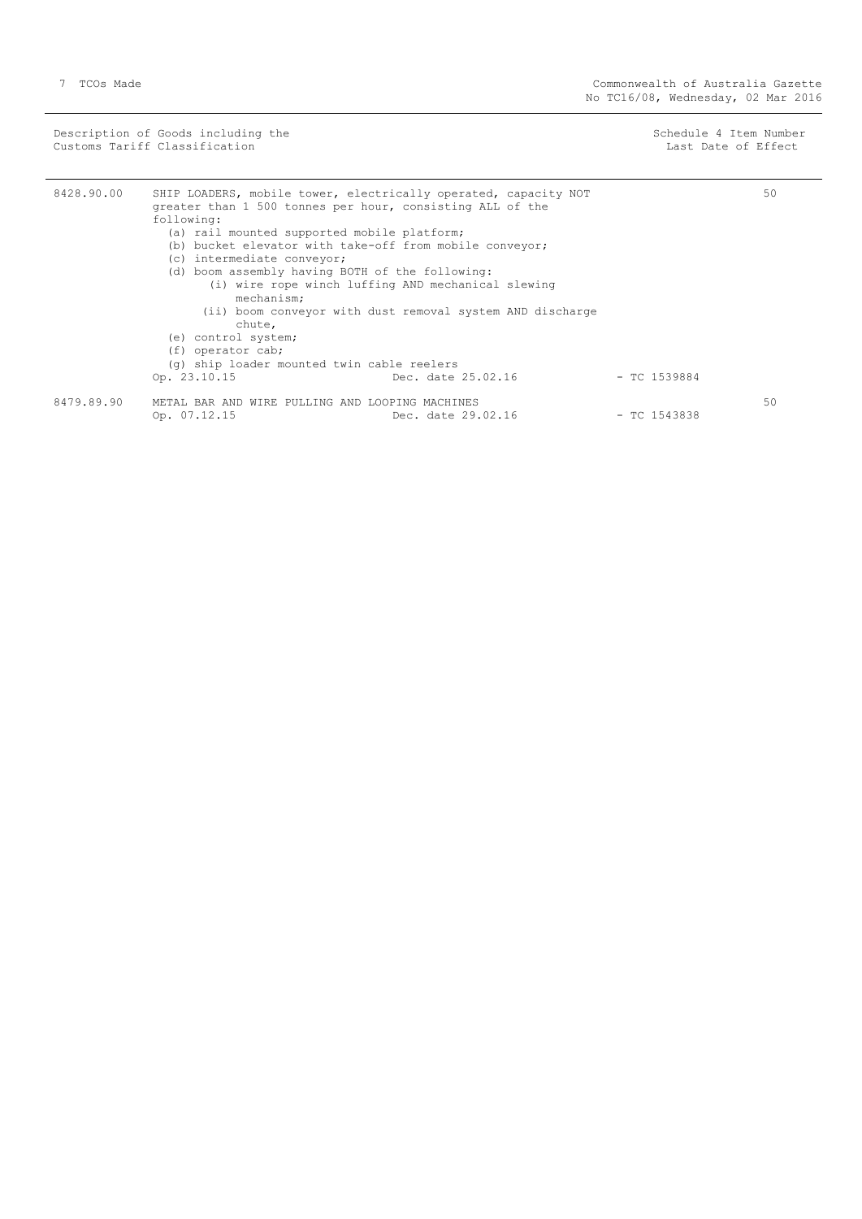| Description of Goods including the Customs Tariff Classification | | | | Schedule 4 Item Number Last Date of Effect |
| --- | --- | --- | --- | --- |
| 8428.90.00 | SHIP LOADERS, mobile tower, electrically operated, capacity NOT greater than 1 500 tonnes per hour, consisting ALL of the following:<br>(a) rail mounted supported mobile platform;<br>(b) bucket elevator with take-off from mobile conveyor;<br>(c) intermediate conveyor;<br>(d) boom assembly having BOTH of the following:<br>(i) wire rope winch luffing AND mechanical slewing mechanism;<br>(ii) boom conveyor with dust removal system AND discharge chute,<br>(e) control system;<br>(f) operator cab;<br>(g) ship loader mounted twin cable reelers<br>Op. 23.10.15 | Dec. date 25.02.16 | - TC 1539884 | 50 |
| 8479.89.90 | METAL BAR AND WIRE PULLING AND LOOPING MACHINES<br>Op. 07.12.15 | Dec. date 29.02.16 | - TC 1543838 | 50 |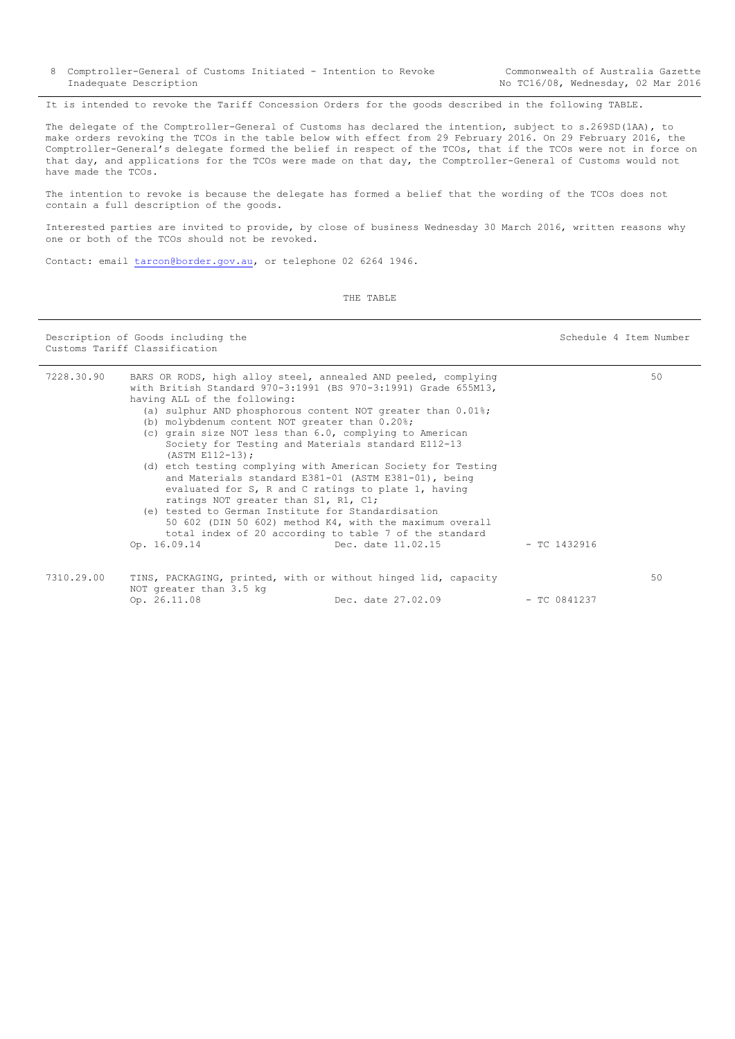It is intended to revoke the Tariff Concession Orders for the goods described in the following TABLE.

The delegate of the Comptroller-General of Customs has declared the intention, subject to s.269SD(1AA), to make orders revoking the TCOs in the table below with effect from 29 February 2016. On 29 February 2016, the Comptroller-General's delegate formed the belief in respect of the TCOs, that if the TCOs were not in force on that day, and applications for the TCOs were made on that day, the Comptroller-General of Customs would not have made the TCOs.

The intention to revoke is because the delegate has formed a belief that the wording of the TCOs does not contain a full description of the goods.

Interested parties are invited to provide, by close of business Wednesday 30 March 2016, written reasons why one or both of the TCOs should not be revoked.

Contact: email tarcon@border.gov.au, or telephone 02 6264 1946.

THE TABLE

| Description of Goods including the Customs Tariff Classification | | | | Schedule 4 Item Number |
|---|---|---|---|---|
| 7228.30.90 | BARS OR RODS, high alloy steel, annealed AND peeled, complying with British Standard 970-3:1991 (BS 970-3:1991) Grade 655M13, having ALL of the following:<br>(a) sulphur AND phosphorous content NOT greater than 0.01%;<br>(b) molybdenum content NOT greater than 0.20%;<br>(c) grain size NOT less than 6.0, complying to American Society for Testing and Materials standard E112-13 (ASTM E112-13);<br>(d) etch testing complying with American Society for Testing and Materials standard E381-01 (ASTM E381-01), being evaluated for S, R and C ratings to plate 1, having ratings NOT greater than S1, R1, C1;<br>(e) tested to German Institute for Standardisation 50 602 (DIN 50 602) method K4, with the maximum overall total index of 20 according to table 7 of the standard<br>Op. 16.09.14 | Dec. date 11.02.15 | - TC 1432916 | 50 |
| 7310.29.00 | TINS, PACKAGING, printed, with or without hinged lid, capacity NOT greater than 3.5 kg<br>Op. 26.11.08 | Dec. date 27.02.09 | - TC 0841237 | 50 |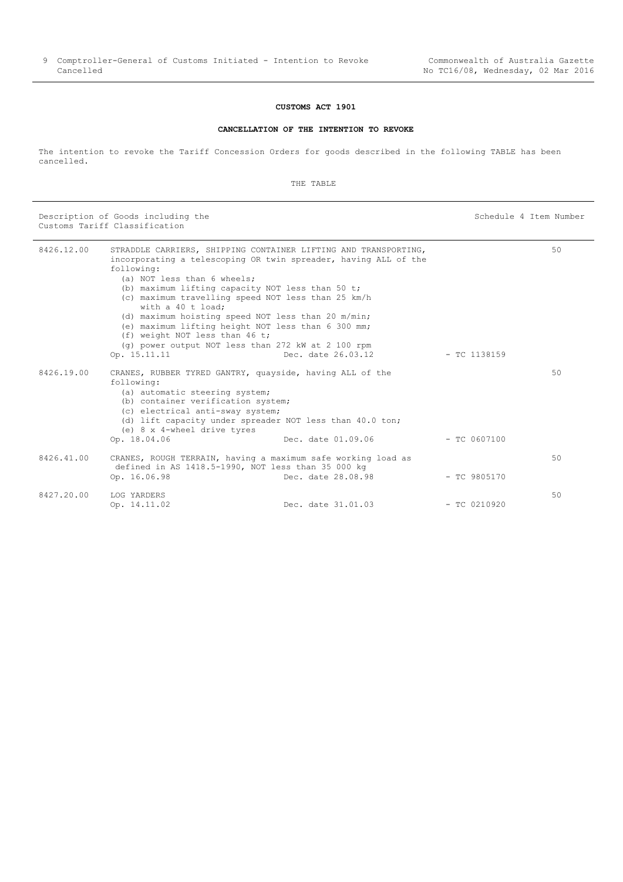## CUSTOMS ACT 1901

### CANCELLATION OF THE INTENTION TO REVOKE

The intention to revoke the Tariff Concession Orders for goods described in the following TABLE has been cancelled.

THE TABLE

| Description of Goods including the Customs Tariff Classification | | Schedule 4 Item Number |
|---|---|---|
| 8426.12.00 | STRADDLE CARRIERS, SHIPPING CONTAINER LIFTING AND TRANSPORTING, incorporating a telescoping OR twin spreader, having ALL of the following:<br>(a) NOT less than 6 wheels;<br>(b) maximum lifting capacity NOT less than 50 t;<br>(c) maximum travelling speed NOT less than 25 km/h with a 40 t load;<br>(d) maximum hoisting speed NOT less than 20 m/min;<br>(e) maximum lifting height NOT less than 6 300 mm;<br>(f) weight NOT less than 46 t;<br>(g) power output NOT less than 272 kW at 2 100 rpm<br>Op. 15.11.11 Dec. date 26.03.12 - TC 1138159 | 50 |
| 8426.19.00 | CRANES, RUBBER TYRED GANTRY, quayside, having ALL of the following:<br>(a) automatic steering system;<br>(b) container verification system;<br>(c) electrical anti-sway system;<br>(d) lift capacity under spreader NOT less than 40.0 ton;<br>(e) 8 x 4-wheel drive tyres<br>Op. 18.04.06 Dec. date 01.09.06 - TC 0607100 | 50 |
| 8426.41.00 | CRANES, ROUGH TERRAIN, having a maximum safe working load as defined in AS 1418.5-1990, NOT less than 35 000 kg<br>Op. 16.06.98 Dec. date 28.08.98 - TC 9805170 | 50 |
| 8427.20.00 | LOG YARDERS<br>Op. 14.11.02 Dec. date 31.01.03 - TC 0210920 | 50 |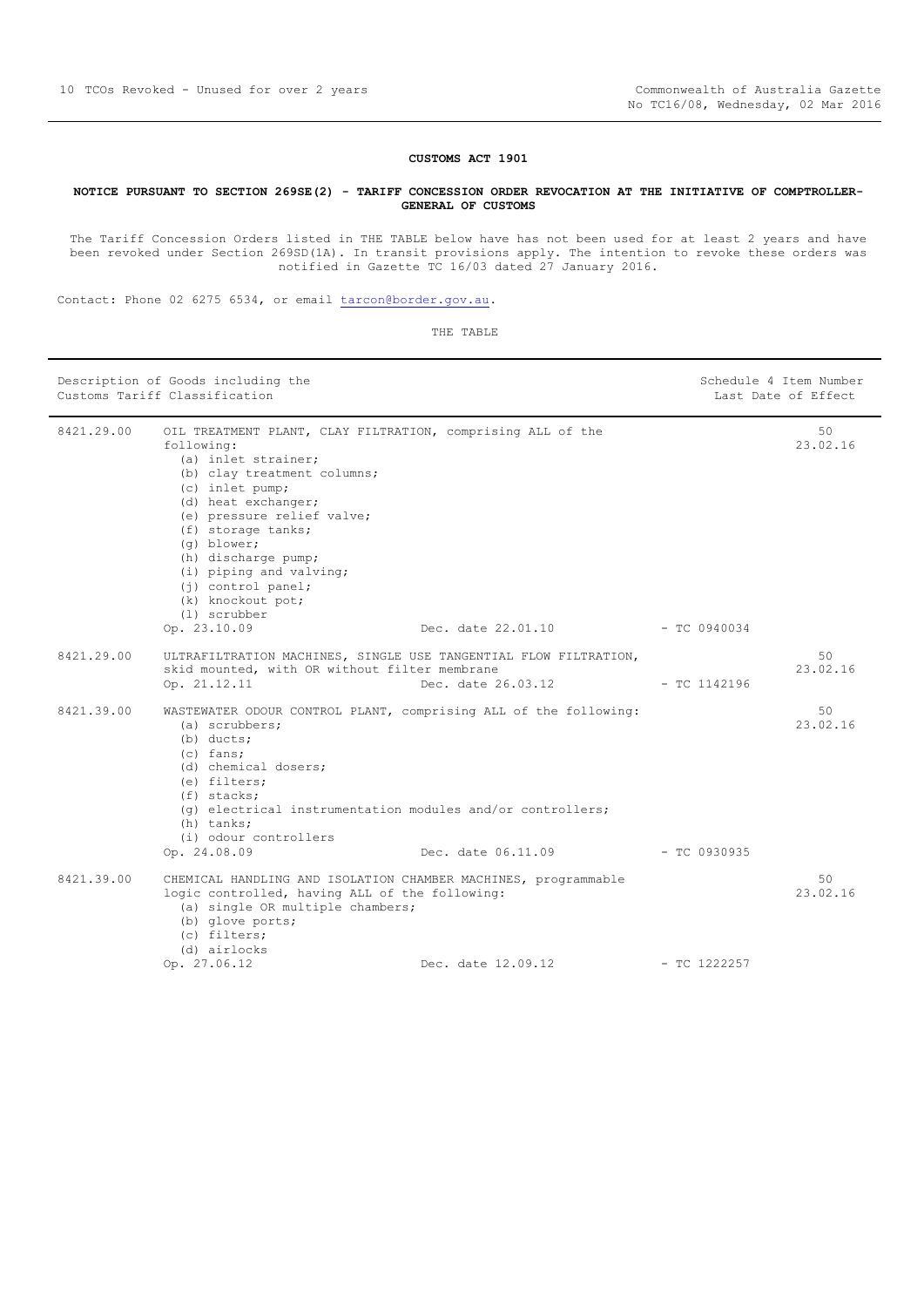**CUSTOMS ACT 1901**

**NOTICE PURSUANT TO SECTION 269SE(2) - TARIFF CONCESSION ORDER REVOCATION AT THE INITIATIVE OF COMPTROLLER-GENERAL OF CUSTOMS**

The Tariff Concession Orders listed in THE TABLE below have has not been used for at least 2 years and have been revoked under Section 269SD(1A). In transit provisions apply. The intention to revoke these orders was notified in Gazette TC 16/03 dated 27 January 2016.

Contact: Phone 02 6275 6534, or email tarcon@border.gov.au.

THE TABLE

| | Description of Goods including the Customs Tariff Classification | Schedule 4 Item Number Last Date of Effect |
|---|---|---|
| 8421.29.00 | OIL TREATMENT PLANT, CLAY FILTRATION, comprising ALL of the following:<br>(a) inlet strainer;<br>(b) clay treatment columns;<br>(c) inlet pump;<br>(d) heat exchanger;<br>(e) pressure relief valve;<br>(f) storage tanks;<br>(g) blower;<br>(h) discharge pump;<br>(i) piping and valving;<br>(j) control panel;<br>(k) knockout pot;<br>(l) scrubber<br>Op. 23.10.09 Dec. date 22.01.10 - TC 0940034 | 50<br>23.02.16 |
| 8421.29.00 | ULTRAFILTRATION MACHINES, SINGLE USE TANGENTIAL FLOW FILTRATION, skid mounted, with OR without filter membrane<br>Op. 21.12.11 Dec. date 26.03.12 - TC 1142196 | 50<br>23.02.16 |
| 8421.39.00 | WASTEWATER ODOUR CONTROL PLANT, comprising ALL of the following:<br>(a) scrubbers;<br>(b) ducts;<br>(c) fans;<br>(d) chemical dosers;<br>(e) filters;<br>(f) stacks;<br>(g) electrical instrumentation modules and/or controllers;<br>(h) tanks;<br>(i) odour controllers<br>Op. 24.08.09 Dec. date 06.11.09 - TC 0930935 | 50<br>23.02.16 |
| 8421.39.00 | CHEMICAL HANDLING AND ISOLATION CHAMBER MACHINES, programmable logic controlled, having ALL of the following:<br>(a) single OR multiple chambers;<br>(b) glove ports;<br>(c) filters;<br>(d) airlocks<br>Op. 27.06.12 Dec. date 12.09.12 - TC 1222257 | 50<br>23.02.16 |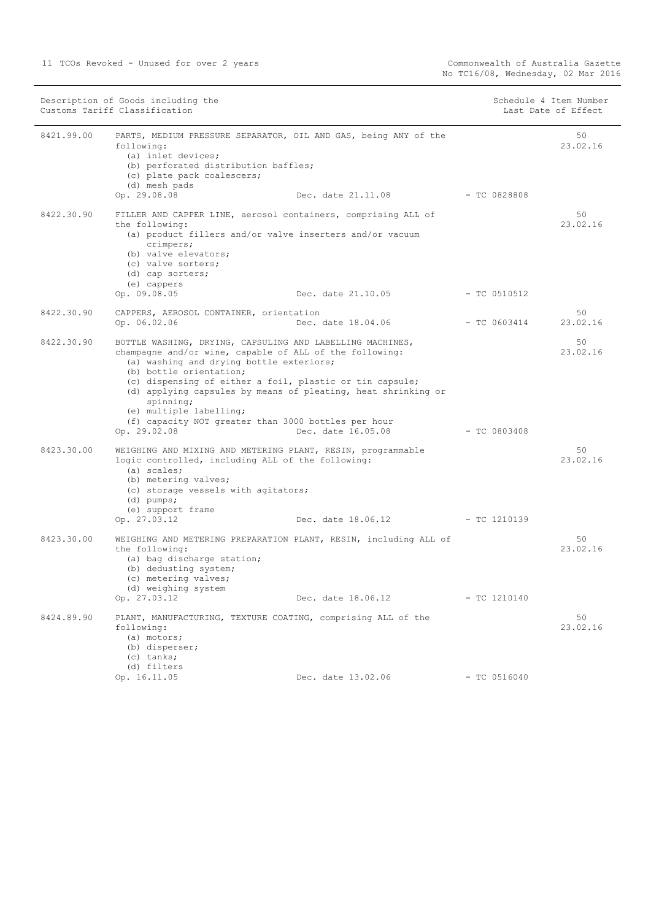| Description of Goods including the Customs Tariff Classification | | | | Schedule 4 Item Number Last Date of Effect |
|---|---|---|---|---|
| 8421.99.00 | PARTS, MEDIUM PRESSURE SEPARATOR, OIL AND GAS, being ANY of the following:<br>(a) inlet devices;<br>(b) perforated distribution baffles;<br>(c) plate pack coalescers;<br>(d) mesh pads<br>Op. 29.08.08 | Dec. date 21.11.08 | - TC 0828808 | 50<br>23.02.16 |
| 8422.30.90 | FILLER AND CAPPER LINE, aerosol containers, comprising ALL of the following:<br>(a) product fillers and/or valve inserters and/or vacuum crimpers;<br>(b) valve elevators;<br>(c) valve sorters;<br>(d) cap sorters;<br>(e) cappers<br>Op. 09.08.05 | Dec. date 21.10.05 | - TC 0510512 | 50<br>23.02.16 |
| 8422.30.90 | CAPPERS, AEROSOL CONTAINER, orientation<br>Op. 06.02.06 | Dec. date 18.04.06 | - TC 0603414 | 50<br>23.02.16 |
| 8422.30.90 | BOTTLE WASHING, DRYING, CAPSULING AND LABELLING MACHINES, champagne and/or wine, capable of ALL of the following:<br>(a) washing and drying bottle exteriors;<br>(b) bottle orientation;<br>(c) dispensing of either a foil, plastic or tin capsule;<br>(d) applying capsules by means of pleating, heat shrinking or spinning;<br>(e) multiple labelling;<br>(f) capacity NOT greater than 3000 bottles per hour<br>Op. 29.02.08 | Dec. date 16.05.08 | - TC 0803408 | 50<br>23.02.16 |
| 8423.30.00 | WEIGHING AND MIXING AND METERING PLANT, RESIN, programmable logic controlled, including ALL of the following:<br>(a) scales;<br>(b) metering valves;<br>(c) storage vessels with agitators;<br>(d) pumps;<br>(e) support frame<br>Op. 27.03.12 | Dec. date 18.06.12 | - TC 1210139 | 50<br>23.02.16 |
| 8423.30.00 | WEIGHING AND METERING PREPARATION PLANT, RESIN, including ALL of the following:<br>(a) bag discharge station;<br>(b) dedusting system;<br>(c) metering valves;<br>(d) weighing system<br>Op. 27.03.12 | Dec. date 18.06.12 | - TC 1210140 | 50<br>23.02.16 |
| 8424.89.90 | PLANT, MANUFACTURING, TEXTURE COATING, comprising ALL of the following:<br>(a) motors;<br>(b) disperser;<br>(c) tanks;<br>(d) filters<br>Op. 16.11.05 | Dec. date 13.02.06 | - TC 0516040 | 50<br>23.02.16 |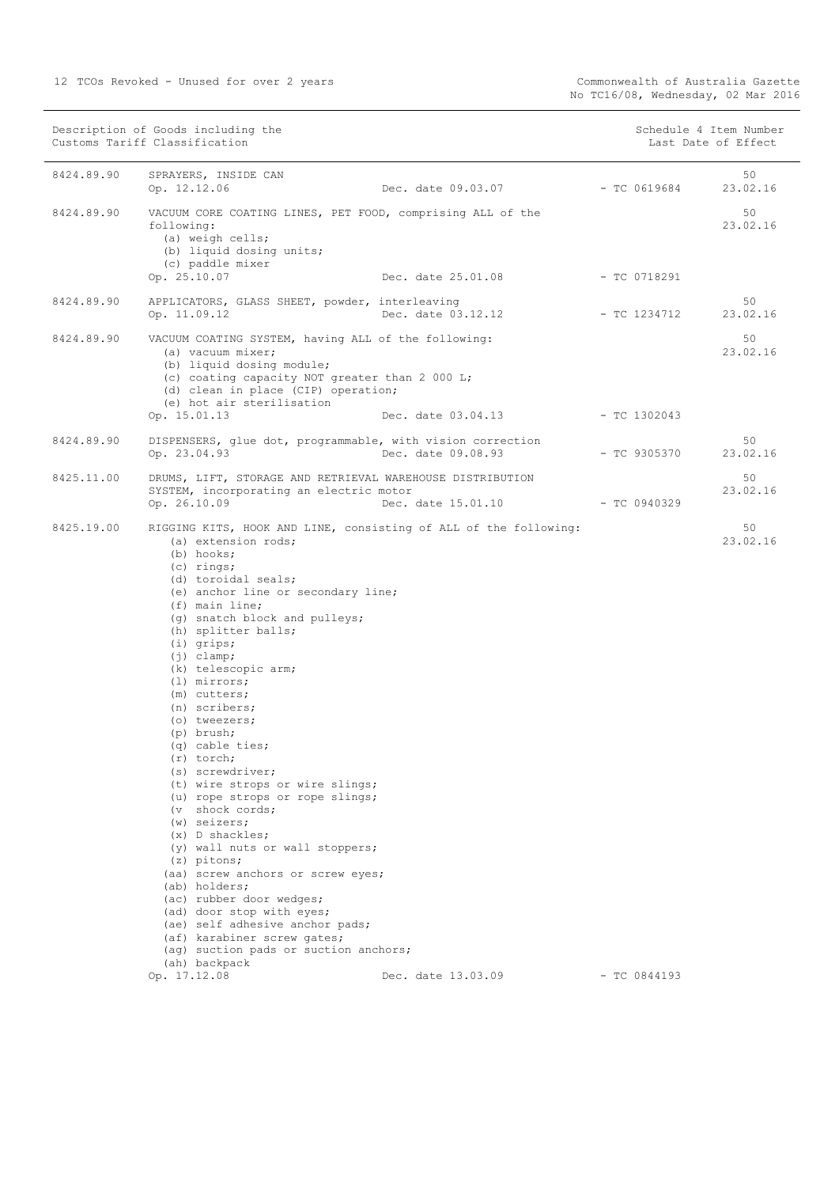| Description of Goods including the Customs Tariff Classification | | | | Schedule 4 Item Number Last Date of Effect |
|---|---|---|---|---|
| 8424.89.90 | SPRAYERS, INSIDE CAN<br>Op. 12.12.06 | Dec. date 09.03.07 | - TC 0619684 | 50<br>23.02.16 |
| 8424.89.90 | VACUUM CORE COATING LINES, PET FOOD, comprising ALL of the following:<br>(a) weigh cells;<br>(b) liquid dosing units;<br>(c) paddle mixer<br>Op. 25.10.07 | Dec. date 25.01.08 | - TC 0718291 | 50<br>23.02.16 |
| 8424.89.90 | APPLICATORS, GLASS SHEET, powder, interleaving<br>Op. 11.09.12 | Dec. date 03.12.12 | - TC 1234712 | 50<br>23.02.16 |
| 8424.89.90 | VACUUM COATING SYSTEM, having ALL of the following:<br>(a) vacuum mixer;<br>(b) liquid dosing module;<br>(c) coating capacity NOT greater than 2 000 L;<br>(d) clean in place (CIP) operation;<br>(e) hot air sterilisation<br>Op. 15.01.13 | Dec. date 03.04.13 | - TC 1302043 | 50<br>23.02.16 |
| 8424.89.90 | DISPENSERS, glue dot, programmable, with vision correction<br>Op. 23.04.93 | Dec. date 09.08.93 | - TC 9305370 | 50<br>23.02.16 |
| 8425.11.00 | DRUMS, LIFT, STORAGE AND RETRIEVAL WAREHOUSE DISTRIBUTION SYSTEM, incorporating an electric motor<br>Op. 26.10.09 | Dec. date 15.01.10 | - TC 0940329 | 50<br>23.02.16 |
| 8425.19.00 | RIGGING KITS, HOOK AND LINE, consisting of ALL of the following:<br>(a) extension rods;<br>(b) hooks;<br>(c) rings;<br>(d) toroidal seals;<br>(e) anchor line or secondary line;<br>(f) main line;<br>(g) snatch block and pulleys;<br>(h) splitter balls;<br>(i) grips;<br>(j) clamp;<br>(k) telescopic arm;<br>(l) mirrors;<br>(m) cutters;<br>(n) scribers;<br>(o) tweezers;<br>(p) brush;<br>(q) cable ties;<br>(r) torch;<br>(s) screwdriver;<br>(t) wire strops or wire slings;<br>(u) rope strops or rope slings;<br>(v shock cords;<br>(w) seizers;<br>(x) D shackles;<br>(y) wall nuts or wall stoppers;<br>(z) pitons;<br>(aa) screw anchors or screw eyes;<br>(ab) holders;<br>(ac) rubber door wedges;<br>(ad) door stop with eyes;<br>(ae) self adhesive anchor pads;<br>(af) karabiner screw gates;<br>(ag) suction pads or suction anchors;<br>(ah) backpack<br>Op. 17.12.08 | Dec. date 13.03.09 | - TC 0844193 | 50<br>23.02.16 |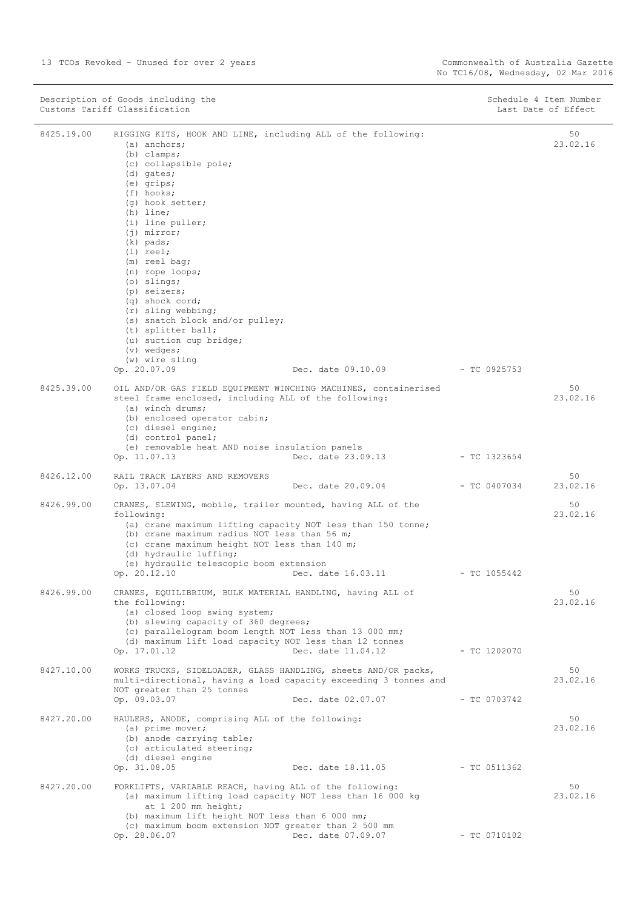| Description of Goods including the Customs Tariff Classification | | | | Schedule 4 Item Number Last Date of Effect |
|---|---|---|---|---|
| 8425.19.00 | RIGGING KITS, HOOK AND LINE, including ALL of the following:<br>(a) anchors;<br>(b) clamps;<br>(c) collapsible pole;<br>(d) gates;<br>(e) grips;<br>(f) hooks;<br>(g) hook setter;<br>(h) line;<br>(i) line puller;<br>(j) mirror;<br>(k) pads;<br>(l) reel;<br>(m) reel bag;<br>(n) rope loops;<br>(o) slings;<br>(p) seizers;<br>(q) shock cord;<br>(r) sling webbing;<br>(s) snatch block and/or pulley;<br>(t) splitter ball;<br>(u) suction cup bridge;<br>(v) wedges;<br>(w) wire sling<br>Op. 20.07.09 | Dec. date 09.10.09 | - TC 0925753 | 50<br>23.02.16 |
| 8425.39.00 | OIL AND/OR GAS FIELD EQUIPMENT WINCHING MACHINES, containerised steel frame enclosed, including ALL of the following:<br>(a) winch drums;<br>(b) enclosed operator cabin;<br>(c) diesel engine;<br>(d) control panel;<br>(e) removable heat AND noise insulation panels<br>Op. 11.07.13 | Dec. date 23.09.13 | - TC 1323654 | 50<br>23.02.16 |
| 8426.12.00 | RAIL TRACK LAYERS AND REMOVERS<br>Op. 13.07.04 | Dec. date 20.09.04 | - TC 0407034 | 50<br>23.02.16 |
| 8426.99.00 | CRANES, SLEWING, mobile, trailer mounted, having ALL of the following:<br>(a) crane maximum lifting capacity NOT less than 150 tonne;<br>(b) crane maximum radius NOT less than 56 m;<br>(c) crane maximum height NOT less than 140 m;<br>(d) hydraulic luffing;<br>(e) hydraulic telescopic boom extension<br>Op. 20.12.10 | Dec. date 16.03.11 | - TC 1055442 | 50<br>23.02.16 |
| 8426.99.00 | CRANES, EQUILIBRIUM, BULK MATERIAL HANDLING, having ALL of the following:<br>(a) closed loop swing system;<br>(b) slewing capacity of 360 degrees;<br>(c) parallelogram boom length NOT less than 13 000 mm;<br>(d) maximum lift load capacity NOT less than 12 tonnes<br>Op. 17.01.12 | Dec. date 11.04.12 | - TC 1202070 | 50<br>23.02.16 |
| 8427.10.00 | WORKS TRUCKS, SIDELOADER, GLASS HANDLING, sheets AND/OR packs, multi-directional, having a load capacity exceeding 3 tonnes and NOT greater than 25 tonnes<br>Op. 09.03.07 | Dec. date 02.07.07 | - TC 0703742 | 50<br>23.02.16 |
| 8427.20.00 | HAULERS, ANODE, comprising ALL of the following:<br>(a) prime mover;<br>(b) anode carrying table;<br>(c) articulated steering;<br>(d) diesel engine<br>Op. 31.08.05 | Dec. date 18.11.05 | - TC 0511362 | 50<br>23.02.16 |
| 8427.20.00 | FORKLIFTS, VARIABLE REACH, having ALL of the following:<br>(a) maximum lifting load capacity NOT less than 16 000 kg at 1 200 mm height;<br>(b) maximum lift height NOT less than 6 000 mm;<br>(c) maximum boom extension NOT greater than 2 500 mm<br>Op. 28.06.07 | Dec. date 07.09.07 | - TC 0710102 | 50<br>23.02.16 |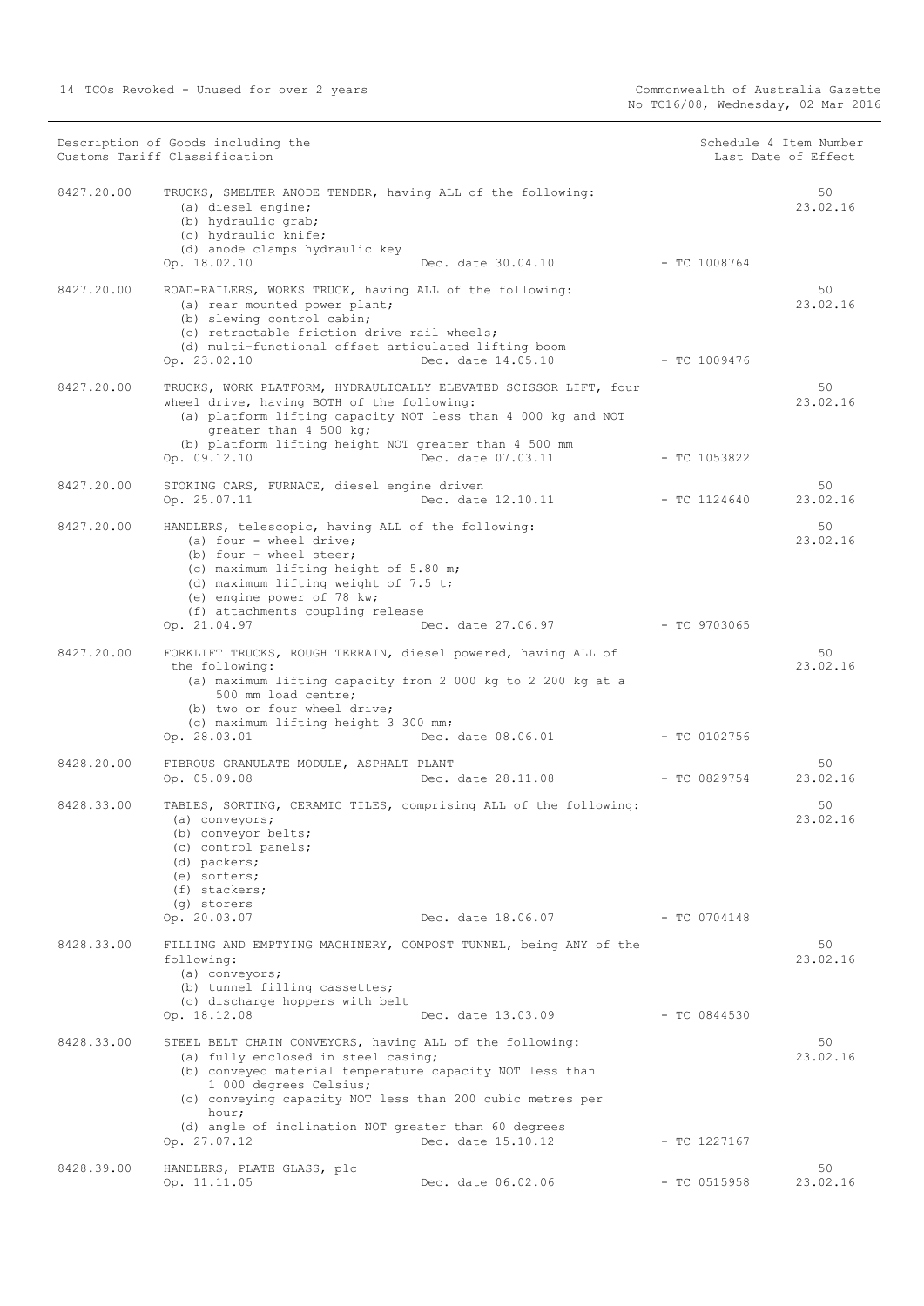| Description of Goods including the Customs Tariff Classification | | | Schedule 4 Item Number Last Date of Effect |
|---|---|---|---|
| 8427.20.00 | TRUCKS, SMELTER ANODE TENDER, having ALL of the following:<br>(a) diesel engine;<br>(b) hydraulic grab;<br>(c) hydraulic knife;<br>(d) anode clamps hydraulic key<br>Op. 18.02.10 Dec. date 30.04.10 | - TC 1008764 | 50<br>23.02.16 |
| 8427.20.00 | ROAD-RAILERS, WORKS TRUCK, having ALL of the following:<br>(a) rear mounted power plant;<br>(b) slewing control cabin;<br>(c) retractable friction drive rail wheels;<br>(d) multi-functional offset articulated lifting boom<br>Op. 23.02.10 Dec. date 14.05.10 | - TC 1009476 | 50<br>23.02.16 |
| 8427.20.00 | TRUCKS, WORK PLATFORM, HYDRAULICALLY ELEVATED SCISSOR LIFT, four wheel drive, having BOTH of the following:<br>(a) platform lifting capacity NOT less than 4 000 kg and NOT greater than 4 500 kg;<br>(b) platform lifting height NOT greater than 4 500 mm<br>Op. 09.12.10 Dec. date 07.03.11 | - TC 1053822 | 50<br>23.02.16 |
| 8427.20.00 | STOKING CARS, FURNACE, diesel engine driven<br>Op. 25.07.11 Dec. date 12.10.11 | - TC 1124640 | 50<br>23.02.16 |
| 8427.20.00 | HANDLERS, telescopic, having ALL of the following:<br>(a) four - wheel drive;<br>(b) four - wheel steer;<br>(c) maximum lifting height of 5.80 m;<br>(d) maximum lifting weight of 7.5 t;<br>(e) engine power of 78 kw;<br>(f) attachments coupling release<br>Op. 21.04.97 Dec. date 27.06.97 | - TC 9703065 | 50<br>23.02.16 |
| 8427.20.00 | FORKLIFT TRUCKS, ROUGH TERRAIN, diesel powered, having ALL of the following:<br>(a) maximum lifting capacity from 2 000 kg to 2 200 kg at a 500 mm load centre;<br>(b) two or four wheel drive;<br>(c) maximum lifting height 3 300 mm;<br>Op. 28.03.01 Dec. date 08.06.01 | - TC 0102756 | 50<br>23.02.16 |
| 8428.20.00 | FIBROUS GRANULATE MODULE, ASPHALT PLANT<br>Op. 05.09.08 Dec. date 28.11.08 | - TC 0829754 | 50<br>23.02.16 |
| 8428.33.00 | TABLES, SORTING, CERAMIC TILES, comprising ALL of the following:<br>(a) conveyors;<br>(b) conveyor belts;<br>(c) control panels;<br>(d) packers;<br>(e) sorters;<br>(f) stackers;<br>(g) storers<br>Op. 20.03.07 Dec. date 18.06.07 | - TC 0704148 | 50<br>23.02.16 |
| 8428.33.00 | FILLING AND EMPTYING MACHINERY, COMPOST TUNNEL, being ANY of the following:<br>(a) conveyors;<br>(b) tunnel filling cassettes;<br>(c) discharge hoppers with belt<br>Op. 18.12.08 Dec. date 13.03.09 | - TC 0844530 | 50<br>23.02.16 |
| 8428.33.00 | STEEL BELT CHAIN CONVEYORS, having ALL of the following:<br>(a) fully enclosed in steel casing;<br>(b) conveyed material temperature capacity NOT less than 1 000 degrees Celsius;<br>(c) conveying capacity NOT less than 200 cubic metres per hour;<br>(d) angle of inclination NOT greater than 60 degrees<br>Op. 27.07.12 Dec. date 15.10.12 | - TC 1227167 | 50<br>23.02.16 |
| 8428.39.00 | HANDLERS, PLATE GLASS, plc<br>Op. 11.11.05 Dec. date 06.02.06 | - TC 0515958 | 50<br>23.02.16 |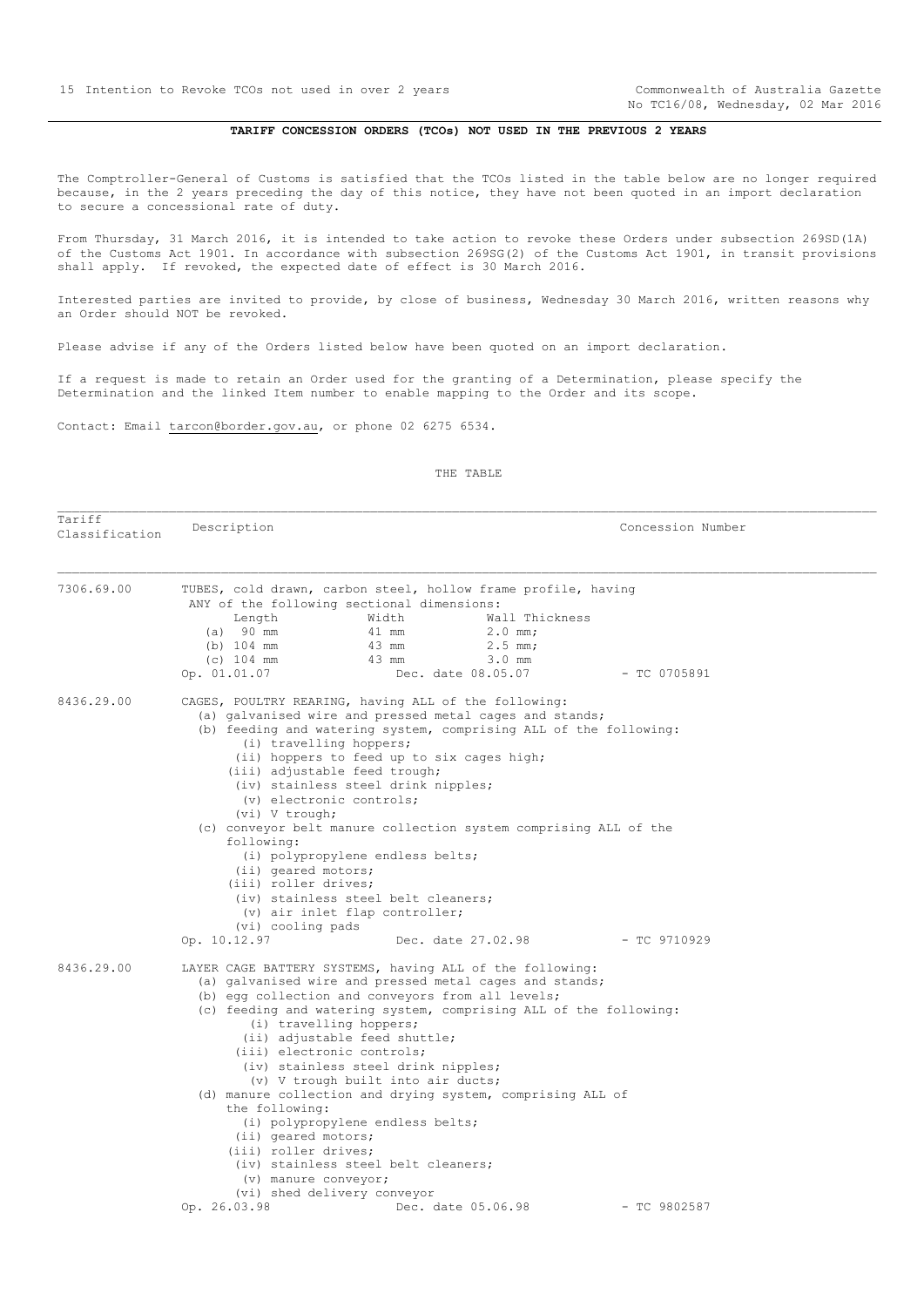## TARIFF CONCESSION ORDERS (TCOs) NOT USED IN THE PREVIOUS 2 YEARS

The Comptroller-General of Customs is satisfied that the TCOs listed in the table below are no longer required because, in the 2 years preceding the day of this notice, they have not been quoted in an import declaration to secure a concessional rate of duty.

From Thursday, 31 March 2016, it is intended to take action to revoke these Orders under subsection 269SD(1A) of the Customs Act 1901. In accordance with subsection 269SG(2) of the Customs Act 1901, in transit provisions shall apply. If revoked, the expected date of effect is 30 March 2016.

Interested parties are invited to provide, by close of business, Wednesday 30 March 2016, written reasons why an Order should NOT be revoked.

Please advise if any of the Orders listed below have been quoted on an import declaration.

If a request is made to retain an Order used for the granting of a Determination, please specify the Determination and the linked Item number to enable mapping to the Order and its scope.

Contact: Email tarcon@border.gov.au, or phone 02 6275 6534.

THE TABLE

| Tariff Classification | Description | Concession Number |
|---|---|---|
| 7306.69.00 | TUBES, cold drawn, carbon steel, hollow frame profile, having ANY of the following sectional dimensions:<br>Length / Width / Wall Thickness<br>(a) 90 mm / 41 mm / 2.0 mm;<br>(b) 104 mm / 43 mm / 2.5 mm;<br>(c) 104 mm / 43 mm / 3.0 mm<br>Op. 01.01.07 Dec. date 08.05.07 | TC 0705891 |
| 8436.29.00 | CAGES, POULTRY REARING, having ALL of the following:<br>(a) galvanised wire and pressed metal cages and stands;<br>(b) feeding and watering system, comprising ALL of the following:<br>(i) travelling hoppers;<br>(ii) hoppers to feed up to six cages high;<br>(iii) adjustable feed trough;<br>(iv) stainless steel drink nipples;<br>(v) electronic controls;<br>(vi) V trough;<br>(c) conveyor belt manure collection system comprising ALL of the following:<br>(i) polypropylene endless belts;<br>(ii) geared motors;<br>(iii) roller drives;<br>(iv) stainless steel belt cleaners;<br>(v) air inlet flap controller;<br>(vi) cooling pads<br>Op. 10.12.97 Dec. date 27.02.98 | TC 9710929 |
| 8436.29.00 | LAYER CAGE BATTERY SYSTEMS, having ALL of the following:<br>(a) galvanised wire and pressed metal cages and stands;<br>(b) egg collection and conveyors from all levels;<br>(c) feeding and watering system, comprising ALL of the following:<br>(i) travelling hoppers;<br>(ii) adjustable feed shuttle;<br>(iii) electronic controls;<br>(iv) stainless steel drink nipples;<br>(v) V trough built into air ducts;<br>(d) manure collection and drying system, comprising ALL of the following:<br>(i) polypropylene endless belts;<br>(ii) geared motors;<br>(iii) roller drives;<br>(iv) stainless steel belt cleaners;<br>(v) manure conveyor;<br>(vi) shed delivery conveyor<br>Op. 26.03.98 Dec. date 05.06.98 | TC 9802587 |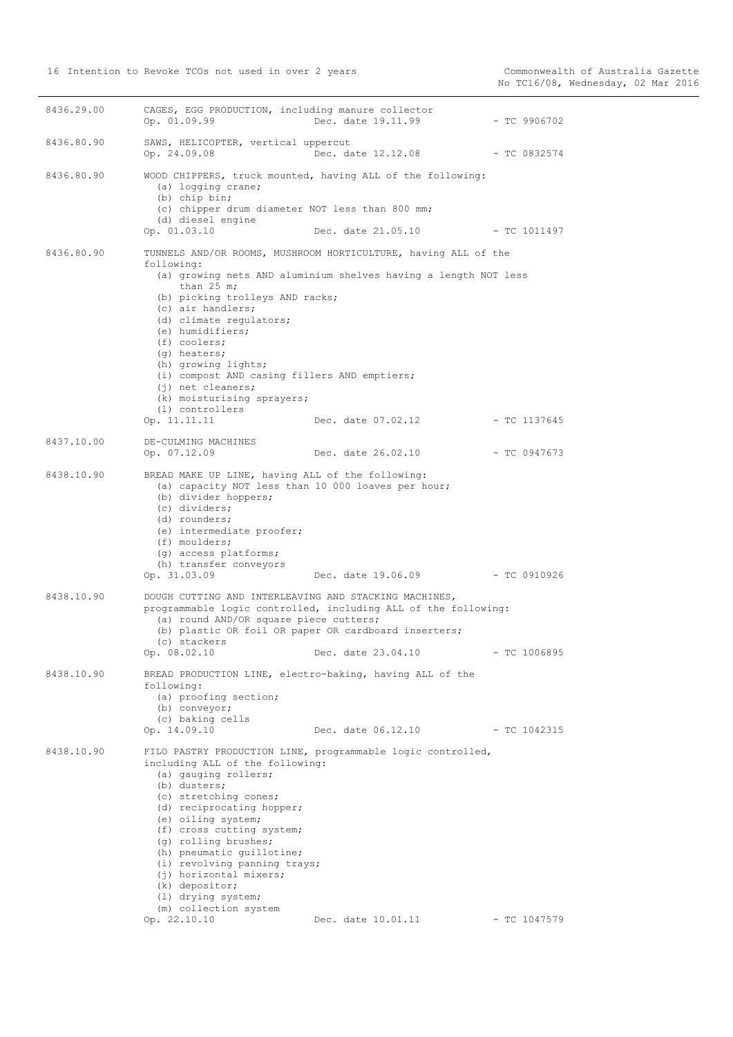8436.29.00 CAGES, EGG PRODUCTION, including manure collector
Op. 01.09.99 Dec. date 19.11.99 - TC 9906702

8436.80.90 SAWS, HELICOPTER, vertical uppercut
Op. 24.09.08 Dec. date 12.12.08 - TC 0832574

8436.80.90 WOOD CHIPPERS, truck mounted, having ALL of the following:
(a) logging crane;
(b) chip bin;
(c) chipper drum diameter NOT less than 800 mm;
(d) diesel engine
Op. 01.03.10 Dec. date 21.05.10 - TC 1011497

8436.80.90 TUNNELS AND/OR ROOMS, MUSHROOM HORTICULTURE, having ALL of the following:
(a) growing nets AND aluminium shelves having a length NOT less than 25 m;
(b) picking trolleys AND racks;
(c) air handlers;
(d) climate regulators;
(e) humidifiers;
(f) coolers;
(g) heaters;
(h) growing lights;
(i) compost AND casing fillers AND emptiers;
(j) net cleaners;
(k) moisturising sprayers;
(l) controllers
Op. 11.11.11 Dec. date 07.02.12 - TC 1137645

8437.10.00 DE-CULMING MACHINES
Op. 07.12.09 Dec. date 26.02.10 - TC 0947673

8438.10.90 BREAD MAKE UP LINE, having ALL of the following:
(a) capacity NOT less than 10 000 loaves per hour;
(b) divider hoppers;
(c) dividers;
(d) rounders;
(e) intermediate proofer;
(f) moulders;
(g) access platforms;
(h) transfer conveyors
Op. 31.03.09 Dec. date 19.06.09 - TC 0910926

8438.10.90 DOUGH CUTTING AND INTERLEAVING AND STACKING MACHINES, programmable logic controlled, including ALL of the following:
(a) round AND/OR square piece cutters;
(b) plastic OR foil OR paper OR cardboard inserters;
(c) stackers
Op. 08.02.10 Dec. date 23.04.10 - TC 1006895

8438.10.90 BREAD PRODUCTION LINE, electro-baking, having ALL of the following:
(a) proofing section;
(b) conveyor;
(c) baking cells
Op. 14.09.10 Dec. date 06.12.10 - TC 1042315

8438.10.90 FILO PASTRY PRODUCTION LINE, programmable logic controlled, including ALL of the following:
(a) gauging rollers;
(b) dusters;
(c) stretching cones;
(d) reciprocating hopper;
(e) oiling system;
(f) cross cutting system;
(g) rolling brushes;
(h) pneumatic guillotine;
(i) revolving panning trays;
(j) horizontal mixers;
(k) depositor;
(l) drying system;
(m) collection system
Op. 22.10.10 Dec. date 10.01.11 - TC 1047579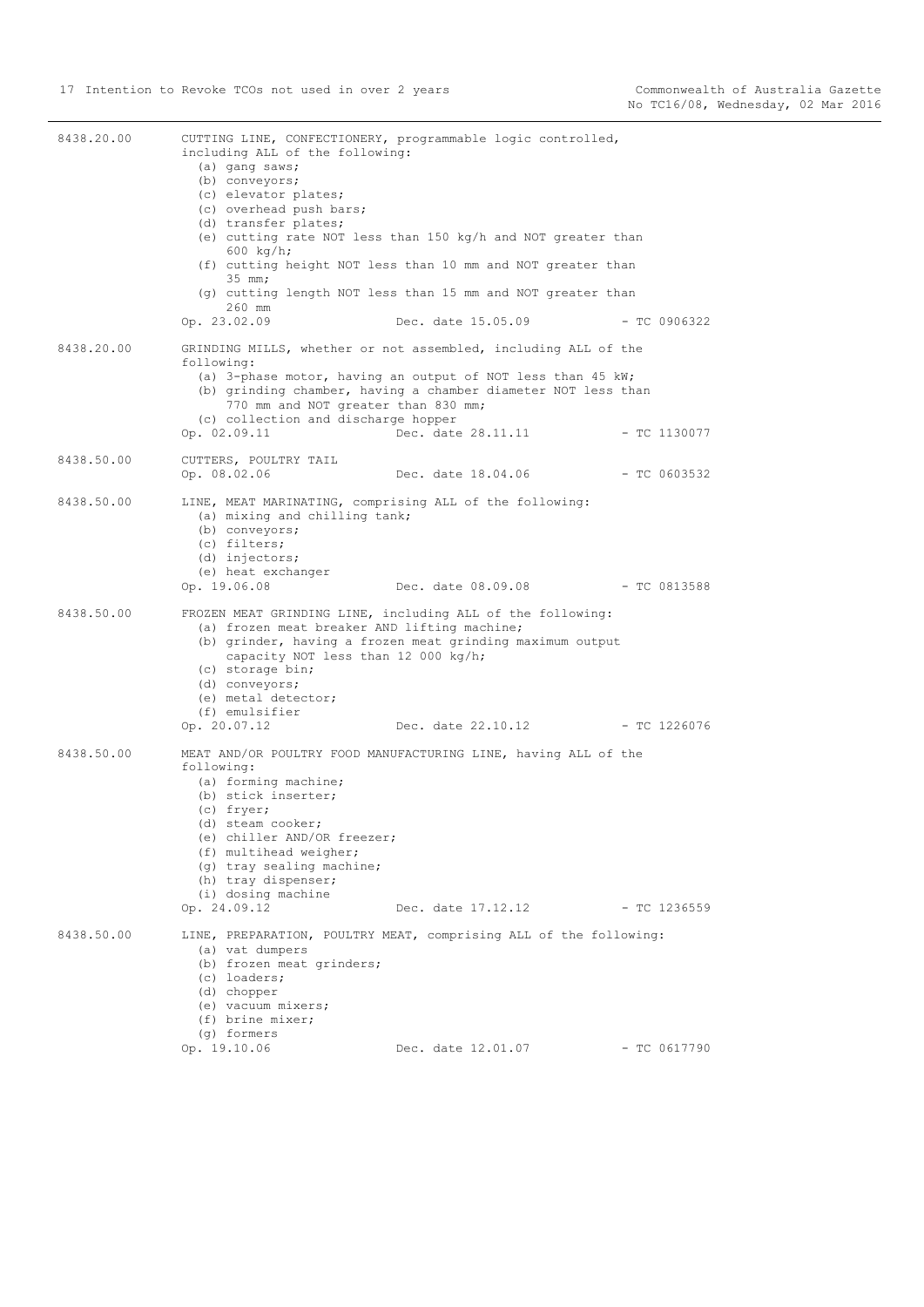**8438.20.00** CUTTING LINE, CONFECTIONERY, programmable logic controlled, including ALL of the following:

- (a) gang saws;
- (b) conveyors;
- (c) elevator plates;
- (c) overhead push bars;
- (d) transfer plates;
- (e) cutting rate NOT less than 150 kg/h and NOT greater than 600 kg/h;
- (f) cutting height NOT less than 10 mm and NOT greater than 35 mm;
- (g) cutting length NOT less than 15 mm and NOT greater than 260 mm

Op. 23.02.09 Dec. date 15.05.09 - TC 0906322

**8438.20.00** GRINDING MILLS, whether or not assembled, including ALL of the following:

- (a) 3-phase motor, having an output of NOT less than 45 kW;
- (b) grinding chamber, having a chamber diameter NOT less than 770 mm and NOT greater than 830 mm;
- (c) collection and discharge hopper

Op. 02.09.11 Dec. date 28.11.11 - TC 1130077

**8438.50.00** CUTTERS, POULTRY TAIL

Op. 08.02.06 Dec. date 18.04.06 - TC 0603532

**8438.50.00** LINE, MEAT MARINATING, comprising ALL of the following:

- (a) mixing and chilling tank;
- (b) conveyors;
- (c) filters;
- (d) injectors;
- (e) heat exchanger

Op. 19.06.08 Dec. date 08.09.08 - TC 0813588

**8438.50.00** FROZEN MEAT GRINDING LINE, including ALL of the following:

- (a) frozen meat breaker AND lifting machine;
- (b) grinder, having a frozen meat grinding maximum output capacity NOT less than 12 000 kg/h;
- (c) storage bin;
- (d) conveyors;
- (e) metal detector;
- (f) emulsifier

Op. 20.07.12 Dec. date 22.10.12 - TC 1226076

**8438.50.00** MEAT AND/OR POULTRY FOOD MANUFACTURING LINE, having ALL of the following:

- (a) forming machine;
- (b) stick inserter;
- (c) fryer;
- (d) steam cooker;
- (e) chiller AND/OR freezer;
- (f) multihead weigher;
- (g) tray sealing machine;
- (h) tray dispenser;
- (i) dosing machine

Op. 24.09.12 Dec. date 17.12.12 - TC 1236559

**8438.50.00** LINE, PREPARATION, POULTRY MEAT, comprising ALL of the following:

- (a) vat dumpers
- (b) frozen meat grinders;
- (c) loaders;
- (d) chopper
- (e) vacuum mixers;
- (f) brine mixer;
- (g) formers

Op. 19.10.06 Dec. date 12.01.07 - TC 0617790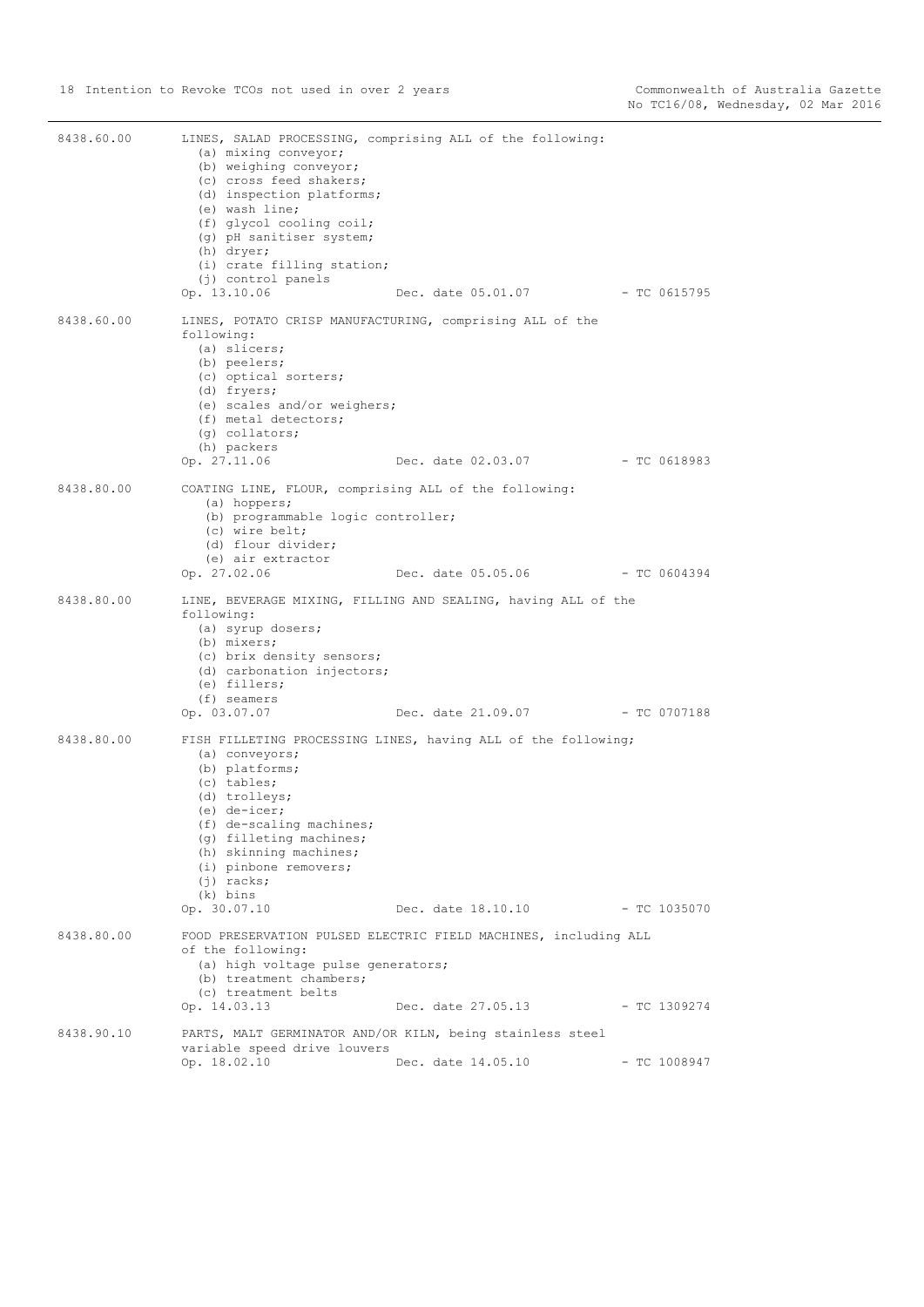8438.60.00 LINES, SALAD PROCESSING, comprising ALL of the following:
(a) mixing conveyor;
(b) weighing conveyor;
(c) cross feed shakers;
(d) inspection platforms;
(e) wash line;
(f) glycol cooling coil;
(g) pH sanitiser system;
(h) dryer;
(i) crate filling station;
(j) control panels
Op. 13.10.06 Dec. date 05.01.07 - TC 0615795

8438.60.00 LINES, POTATO CRISP MANUFACTURING, comprising ALL of the following:
(a) slicers;
(b) peelers;
(c) optical sorters;
(d) fryers;
(e) scales and/or weighers;
(f) metal detectors;
(g) collators;
(h) packers
Op. 27.11.06 Dec. date 02.03.07 - TC 0618983

8438.80.00 COATING LINE, FLOUR, comprising ALL of the following:
(a) hoppers;
(b) programmable logic controller;
(c) wire belt;
(d) flour divider;
(e) air extractor
Op. 27.02.06 Dec. date 05.05.06 - TC 0604394

8438.80.00 LINE, BEVERAGE MIXING, FILLING AND SEALING, having ALL of the following:
(a) syrup dosers;
(b) mixers;
(c) brix density sensors;
(d) carbonation injectors;
(e) fillers;
(f) seamers
Op. 03.07.07 Dec. date 21.09.07 - TC 0707188

8438.80.00 FISH FILLETING PROCESSING LINES, having ALL of the following;
(a) conveyors;
(b) platforms;
(c) tables;
(d) trolleys;
(e) de-icer;
(f) de-scaling machines;
(g) filleting machines;
(h) skinning machines;
(i) pinbone removers;
(j) racks;
(k) bins
Op. 30.07.10 Dec. date 18.10.10 - TC 1035070

8438.80.00 FOOD PRESERVATION PULSED ELECTRIC FIELD MACHINES, including ALL of the following:
(a) high voltage pulse generators;
(b) treatment chambers;
(c) treatment belts
Op. 14.03.13 Dec. date 27.05.13 - TC 1309274

8438.90.10 PARTS, MALT GERMINATOR AND/OR KILN, being stainless steel variable speed drive louvers
Op. 18.02.10 Dec. date 14.05.10 - TC 1008947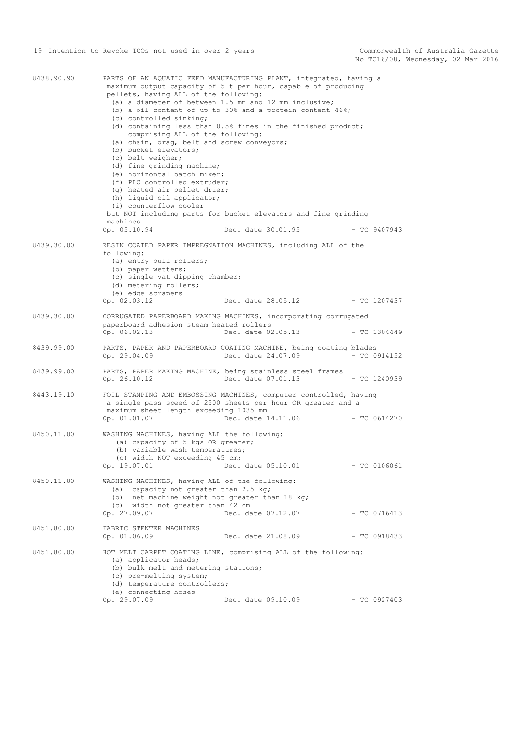8438.90.90 PARTS OF AN AQUATIC FEED MANUFACTURING PLANT, integrated, having a maximum output capacity of 5 t per hour, capable of producing pellets, having ALL of the following:
(a) a diameter of between 1.5 mm and 12 mm inclusive;
(b) a oil content of up to 30% and a protein content 46%;
(c) controlled sinking;
(d) containing less than 0.5% fines in the finished product;
comprising ALL of the following:
(a) chain, drag, belt and screw conveyors;
(b) bucket elevators;
(c) belt weigher;
(d) fine grinding machine;
(e) horizontal batch mixer;
(f) PLC controlled extruder;
(g) heated air pellet drier;
(h) liquid oil applicator;
(i) counterflow cooler
but NOT including parts for bucket elevators and fine grinding machines
Op. 05.10.94 Dec. date 30.01.95 - TC 9407943

8439.30.00 RESIN COATED PAPER IMPREGNATION MACHINES, including ALL of the following:
(a) entry pull rollers;
(b) paper wetters;
(c) single vat dipping chamber;
(d) metering rollers;
(e) edge scrapers
Op. 02.03.12 Dec. date 28.05.12 - TC 1207437

8439.30.00 CORRUGATED PAPERBOARD MAKING MACHINES, incorporating corrugated paperboard adhesion steam heated rollers
Op. 06.02.13 Dec. date 02.05.13 - TC 1304449

8439.99.00 PARTS, PAPER AND PAPERBOARD COATING MACHINE, being coating blades
Op. 29.04.09 Dec. date 24.07.09 - TC 0914152

8439.99.00 PARTS, PAPER MAKING MACHINE, being stainless steel frames
Op. 26.10.12 Dec. date 07.01.13 - TC 1240939

8443.19.10 FOIL STAMPING AND EMBOSSING MACHINES, computer controlled, having a single pass speed of 2500 sheets per hour OR greater and a maximum sheet length exceeding 1035 mm
Op. 01.01.07 Dec. date 14.11.06 - TC 0614270

8450.11.00 WASHING MACHINES, having ALL the following:
(a) capacity of 5 kgs OR greater;
(b) variable wash temperatures;
(c) width NOT exceeding 45 cm;
Op. 19.07.01 Dec. date 05.10.01 - TC 0106061

8450.11.00 WASHING MACHINES, having ALL of the following:
(a) capacity not greater than 2.5 kg;
(b) net machine weight not greater than 18 kg;
(c) width not greater than 42 cm
Op. 27.09.07 Dec. date 07.12.07 - TC 0716413

8451.80.00 FABRIC STENTER MACHINES
Op. 01.06.09 Dec. date 21.08.09 - TC 0918433

8451.80.00 HOT MELT CARPET COATING LINE, comprising ALL of the following:
(a) applicator heads;
(b) bulk melt and metering stations;
(c) pre-melting system;
(d) temperature controllers;
(e) connecting hoses
Op. 29.07.09 Dec. date 09.10.09 - TC 0927403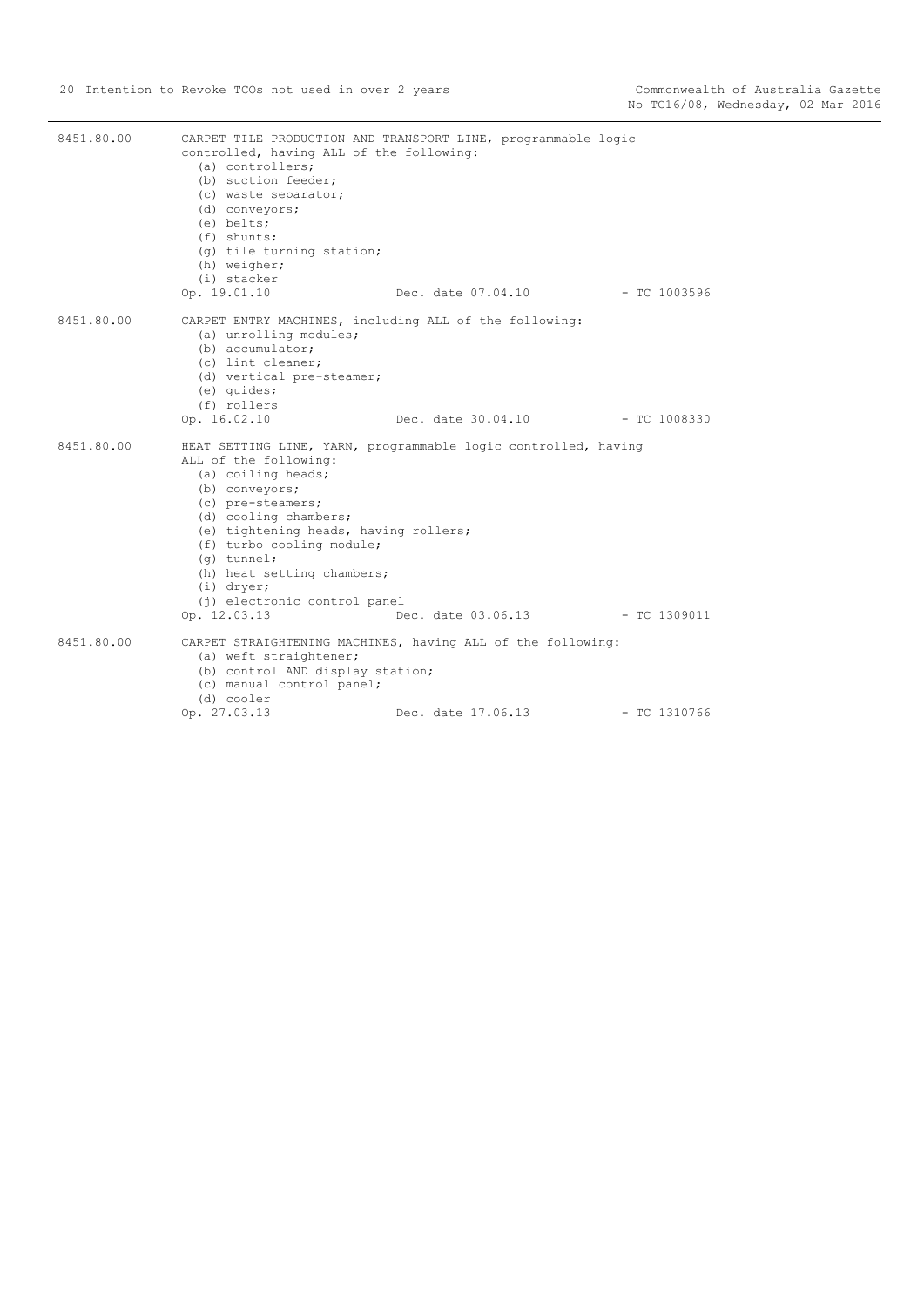8451.80.00 CARPET TILE PRODUCTION AND TRANSPORT LINE, programmable logic controlled, having ALL of the following:

- (a) controllers;
- (b) suction feeder;
- (c) waste separator;
- (d) conveyors;
- (e) belts;
- (f) shunts;
- (g) tile turning station;
- (h) weigher;
- (i) stacker

Op. 19.01.10 Dec. date 07.04.10 - TC 1003596

8451.80.00 CARPET ENTRY MACHINES, including ALL of the following:

- (a) unrolling modules;
- (b) accumulator;
- (c) lint cleaner;
- (d) vertical pre-steamer;
- (e) guides;
- (f) rollers

Op. 16.02.10 Dec. date 30.04.10 - TC 1008330

8451.80.00 HEAT SETTING LINE, YARN, programmable logic controlled, having ALL of the following:

- (a) coiling heads;
- (b) conveyors;
- (c) pre-steamers;
- (d) cooling chambers;
- (e) tightening heads, having rollers;
- (f) turbo cooling module;
- (g) tunnel;
- (h) heat setting chambers;
- (i) dryer;
- (j) electronic control panel

Op. 12.03.13 Dec. date 03.06.13 - TC 1309011

8451.80.00 CARPET STRAIGHTENING MACHINES, having ALL of the following:

- (a) weft straightener;
- (b) control AND display station;
- (c) manual control panel;
- (d) cooler

Op. 27.03.13 Dec. date 17.06.13 - TC 1310766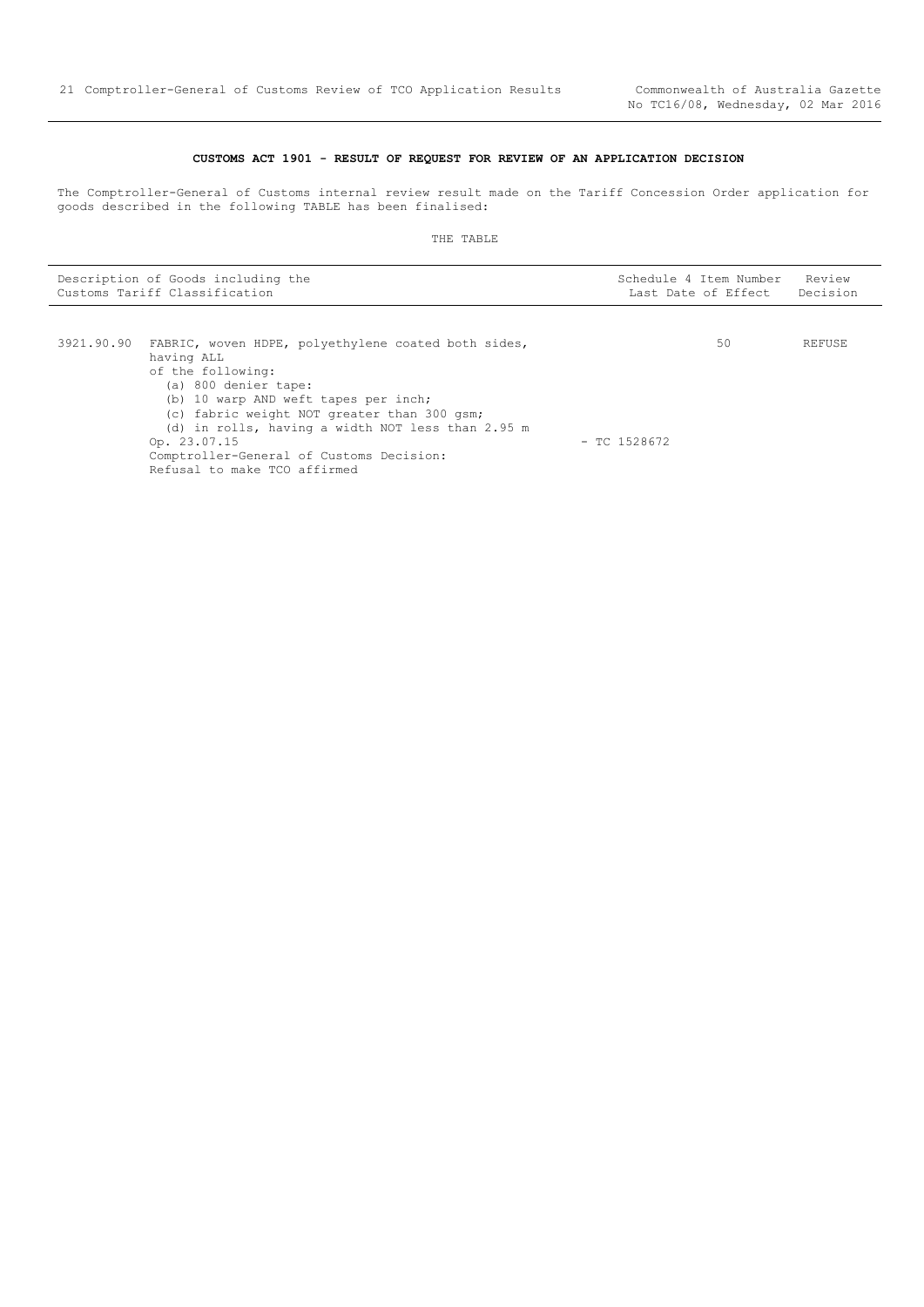**CUSTOMS ACT 1901 - RESULT OF REQUEST FOR REVIEW OF AN APPLICATION DECISION**

The Comptroller-General of Customs internal review result made on the Tariff Concession Order application for goods described in the following TABLE has been finalised:

THE TABLE

| Description of Goods including the Customs Tariff Classification | | Schedule 4 Item Number Last Date of Effect | Review Decision |
|---|---|---|---|
| 3921.90.90 | FABRIC, woven HDPE, polyethylene coated both sides, having ALL of the following:<br>(a) 800 denier tape:<br>(b) 10 warp AND weft tapes per inch;<br>(c) fabric weight NOT greater than 300 gsm;<br>(d) in rolls, having a width NOT less than 2.95 m<br>Op. 23.07.15<br>Comptroller-General of Customs Decision:<br>Refusal to make TCO affirmed | 50<br>- TC 1528672 | REFUSE |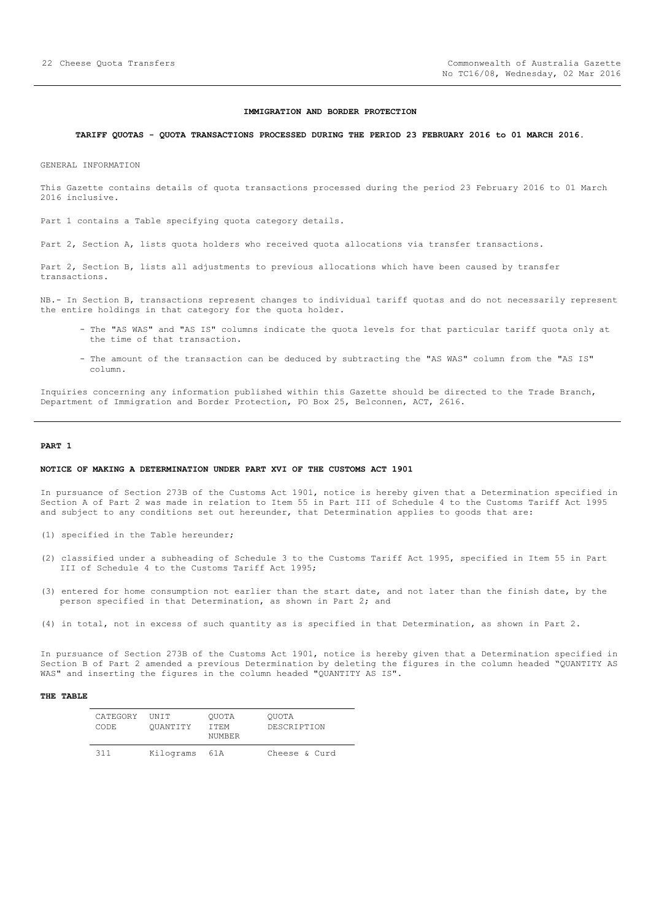**IMMIGRATION AND BORDER PROTECTION**

**TARIFF QUOTAS - QUOTA TRANSACTIONS PROCESSED DURING THE PERIOD 23 FEBRUARY 2016 to 01 MARCH 2016.**

GENERAL INFORMATION

This Gazette contains details of quota transactions processed during the period 23 February 2016 to 01 March 2016 inclusive.

Part 1 contains a Table specifying quota category details.

Part 2, Section A, lists quota holders who received quota allocations via transfer transactions.

Part 2, Section B, lists all adjustments to previous allocations which have been caused by transfer transactions.

NB.- In Section B, transactions represent changes to individual tariff quotas and do not necessarily represent the entire holdings in that category for the quota holder.

- The "AS WAS" and "AS IS" columns indicate the quota levels for that particular tariff quota only at the time of that transaction.
- The amount of the transaction can be deduced by subtracting the "AS WAS" column from the "AS IS" column.

Inquiries concerning any information published within this Gazette should be directed to the Trade Branch, Department of Immigration and Border Protection, PO Box 25, Belconnen, ACT, 2616.

---

**PART 1**

**NOTICE OF MAKING A DETERMINATION UNDER PART XVI OF THE CUSTOMS ACT 1901**

In pursuance of Section 273B of the Customs Act 1901, notice is hereby given that a Determination specified in Section A of Part 2 was made in relation to Item 55 in Part III of Schedule 4 to the Customs Tariff Act 1995 and subject to any conditions set out hereunder, that Determination applies to goods that are:

(1) specified in the Table hereunder;

(2) classified under a subheading of Schedule 3 to the Customs Tariff Act 1995, specified in Item 55 in Part III of Schedule 4 to the Customs Tariff Act 1995;

(3) entered for home consumption not earlier than the start date, and not later than the finish date, by the person specified in that Determination, as shown in Part 2; and

(4) in total, not in excess of such quantity as is specified in that Determination, as shown in Part 2.

In pursuance of Section 273B of the Customs Act 1901, notice is hereby given that a Determination specified in Section B of Part 2 amended a previous Determination by deleting the figures in the column headed "QUANTITY AS WAS" and inserting the figures in the column headed "QUANTITY AS IS".

**THE TABLE**

| CATEGORY CODE | UNIT QUANTITY | QUOTA ITEM NUMBER | QUOTA DESCRIPTION |
|---|---|---|---|
| 311 | Kilograms | 61A | Cheese & Curd |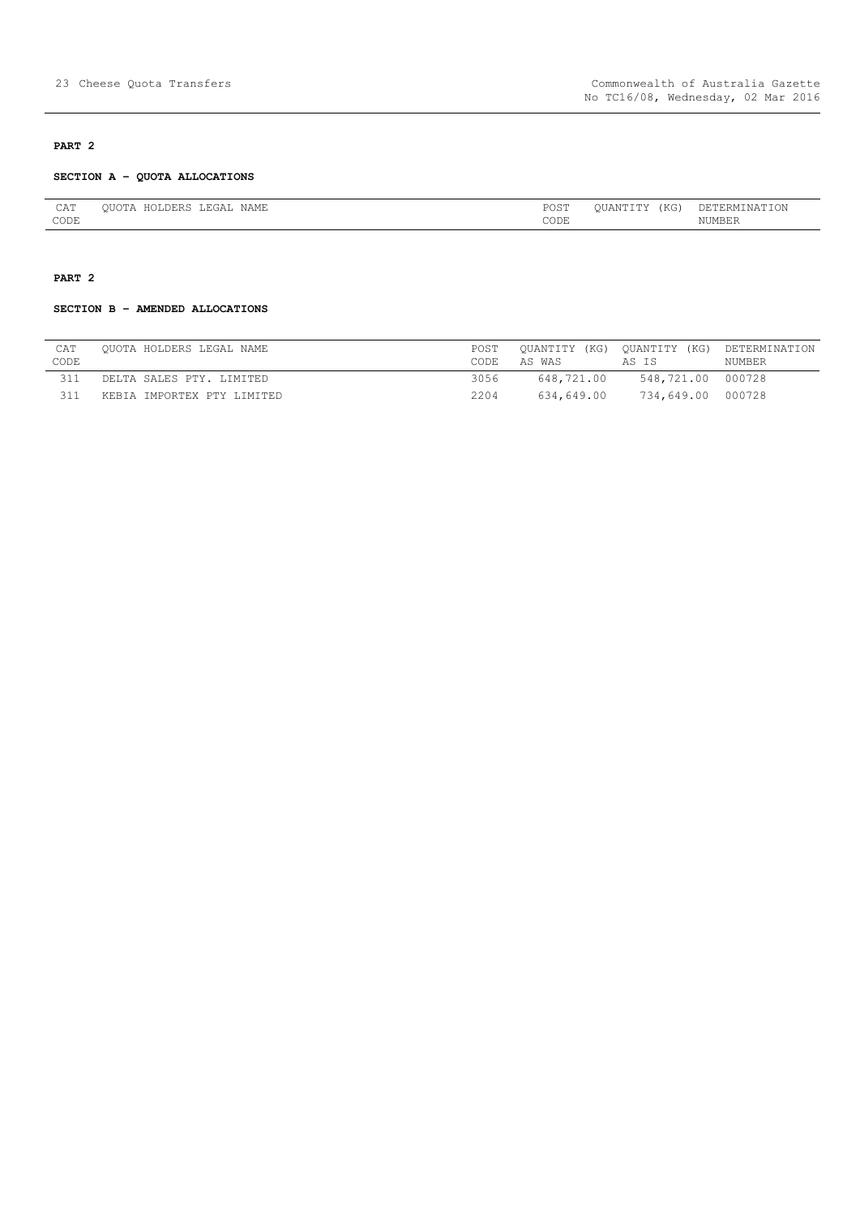**PART 2**

**SECTION A - QUOTA ALLOCATIONS**

| CAT CODE | QUOTA HOLDERS LEGAL NAME | POST CODE | QUANTITY (KG) | DETERMINATION NUMBER |
|---|---|---|---|---|

**PART 2**

**SECTION B - AMENDED ALLOCATIONS**

| CAT CODE | QUOTA HOLDERS LEGAL NAME | POST CODE | QUANTITY (KG) AS WAS | QUANTITY (KG) AS IS | DETERMINATION NUMBER |
|---|---|---|---|---|---|
| 311 | DELTA SALES PTY. LIMITED | 3056 | 648,721.00 | 548,721.00 | 000728 |
| 311 | KEBIA IMPORTEX PTY LIMITED | 2204 | 634,649.00 | 734,649.00 | 000728 |